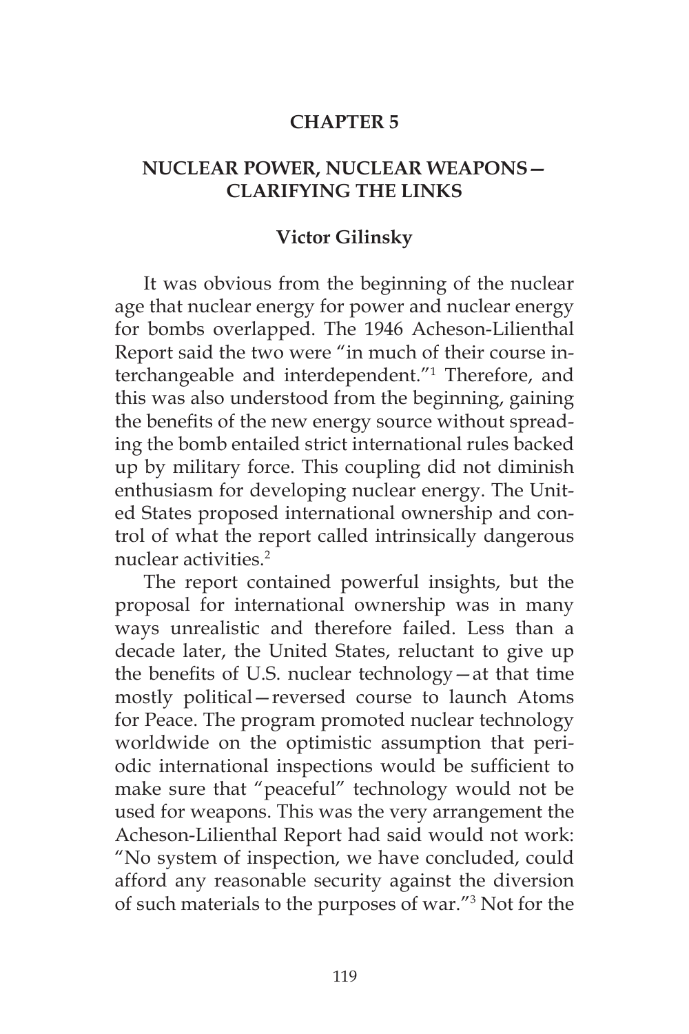# CHAPTER 5

## NUCLEAR POWER, NUCLEAR WEAPONS—CLARIFYING THE LINKS

### Victor Gilinsky

It was obvious from the beginning of the nuclear age that nuclear energy for power and nuclear energy for bombs overlapped. The 1946 Acheson-Lilienthal Report said the two were "in much of their course interchangeable and interdependent."[1] Therefore, and this was also understood from the beginning, gaining the benefits of the new energy source without spreading the bomb entailed strict international rules backed up by military force. This coupling did not diminish enthusiasm for developing nuclear energy. The United States proposed international ownership and control of what the report called intrinsically dangerous nuclear activities.[2]

The report contained powerful insights, but the proposal for international ownership was in many ways unrealistic and therefore failed. Less than a decade later, the United States, reluctant to give up the benefits of U.S. nuclear technology—at that time mostly political—reversed course to launch Atoms for Peace. The program promoted nuclear technology worldwide on the optimistic assumption that periodic international inspections would be sufficient to make sure that "peaceful" technology would not be used for weapons. This was the very arrangement the Acheson-Lilienthal Report had said would not work: "No system of inspection, we have concluded, could afford any reasonable security against the diversion of such materials to the purposes of war."[3] Not for the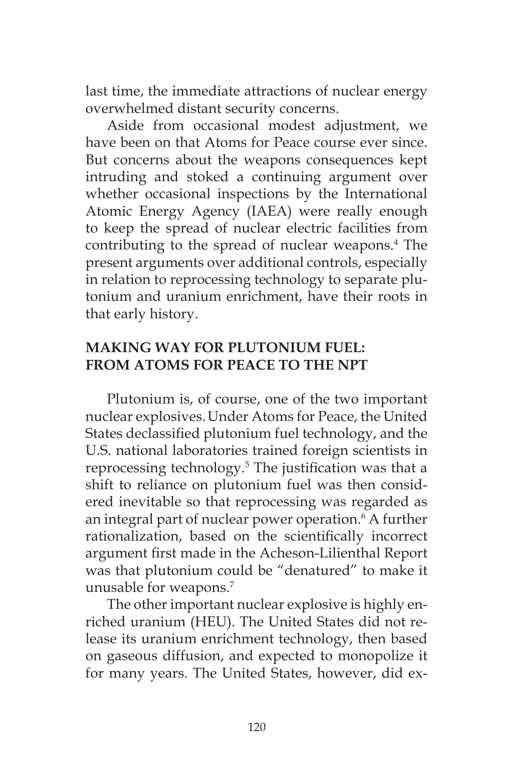last time, the immediate attractions of nuclear energy overwhelmed distant security concerns.

Aside from occasional modest adjustment, we have been on that Atoms for Peace course ever since. But concerns about the weapons consequences kept intruding and stoked a continuing argument over whether occasional inspections by the International Atomic Energy Agency (IAEA) were really enough to keep the spread of nuclear electric facilities from contributing to the spread of nuclear weapons.[4] The present arguments over additional controls, especially in relation to reprocessing technology to separate plutonium and uranium enrichment, have their roots in that early history.

## MAKING WAY FOR PLUTONIUM FUEL: FROM ATOMS FOR PEACE TO THE NPT

Plutonium is, of course, one of the two important nuclear explosives. Under Atoms for Peace, the United States declassified plutonium fuel technology, and the U.S. national laboratories trained foreign scientists in reprocessing technology.[5] The justification was that a shift to reliance on plutonium fuel was then considered inevitable so that reprocessing was regarded as an integral part of nuclear power operation.[6] A further rationalization, based on the scientifically incorrect argument first made in the Acheson-Lilienthal Report was that plutonium could be "denatured" to make it unusable for weapons.[7]

The other important nuclear explosive is highly enriched uranium (HEU). The United States did not release its uranium enrichment technology, then based on gaseous diffusion, and expected to monopolize it for many years. The United States, however, did ex-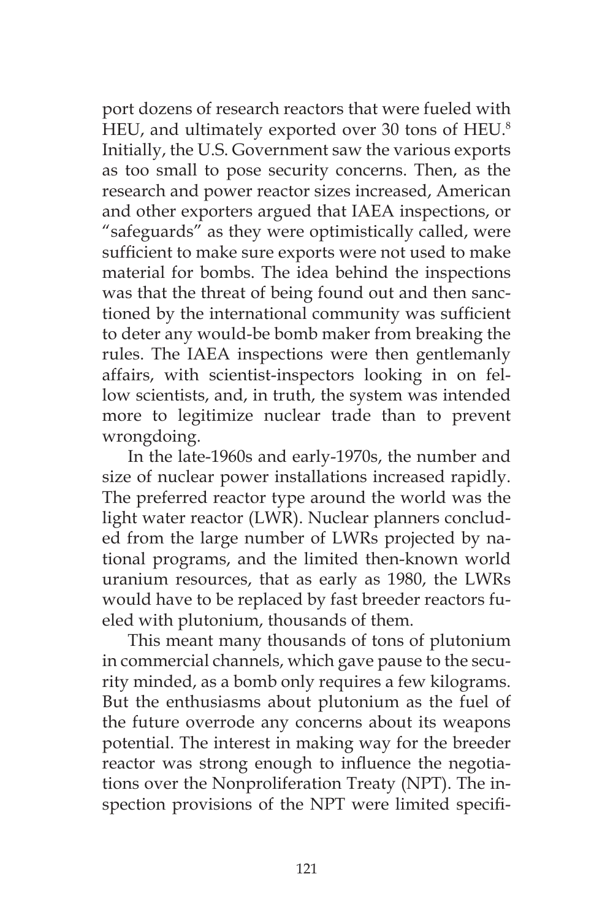port dozens of research reactors that were fueled with HEU, and ultimately exported over 30 tons of HEU.[8] Initially, the U.S. Government saw the various exports as too small to pose security concerns. Then, as the research and power reactor sizes increased, American and other exporters argued that IAEA inspections, or "safeguards" as they were optimistically called, were sufficient to make sure exports were not used to make material for bombs. The idea behind the inspections was that the threat of being found out and then sanctioned by the international community was sufficient to deter any would-be bomb maker from breaking the rules. The IAEA inspections were then gentlemanly affairs, with scientist-inspectors looking in on fellow scientists, and, in truth, the system was intended more to legitimize nuclear trade than to prevent wrongdoing.

In the late-1960s and early-1970s, the number and size of nuclear power installations increased rapidly. The preferred reactor type around the world was the light water reactor (LWR). Nuclear planners concluded from the large number of LWRs projected by national programs, and the limited then-known world uranium resources, that as early as 1980, the LWRs would have to be replaced by fast breeder reactors fueled with plutonium, thousands of them.

This meant many thousands of tons of plutonium in commercial channels, which gave pause to the security minded, as a bomb only requires a few kilograms. But the enthusiasms about plutonium as the fuel of the future overrode any concerns about its weapons potential. The interest in making way for the breeder reactor was strong enough to influence the negotiations over the Nonproliferation Treaty (NPT). The inspection provisions of the NPT were limited specifi-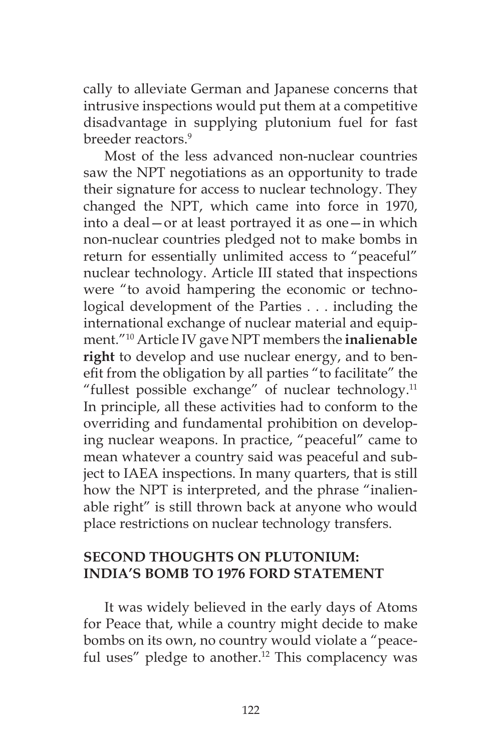cally to alleviate German and Japanese concerns that intrusive inspections would put them at a competitive disadvantage in supplying plutonium fuel for fast breeder reactors.[9]

Most of the less advanced non-nuclear countries saw the NPT negotiations as an opportunity to trade their signature for access to nuclear technology. They changed the NPT, which came into force in 1970, into a deal—or at least portrayed it as one—in which non-nuclear countries pledged not to make bombs in return for essentially unlimited access to "peaceful" nuclear technology. Article III stated that inspections were "to avoid hampering the economic or technological development of the Parties . . . including the international exchange of nuclear material and equipment."[10] Article IV gave NPT members the **inalienable right** to develop and use nuclear energy, and to benefit from the obligation by all parties "to facilitate" the "fullest possible exchange" of nuclear technology.[11] In principle, all these activities had to conform to the overriding and fundamental prohibition on developing nuclear weapons. In practice, "peaceful" came to mean whatever a country said was peaceful and subject to IAEA inspections. In many quarters, that is still how the NPT is interpreted, and the phrase "inalienable right" is still thrown back at anyone who would place restrictions on nuclear technology transfers.

## SECOND THOUGHTS ON PLUTONIUM: INDIA'S BOMB TO 1976 FORD STATEMENT

It was widely believed in the early days of Atoms for Peace that, while a country might decide to make bombs on its own, no country would violate a "peaceful uses" pledge to another.[12] This complacency was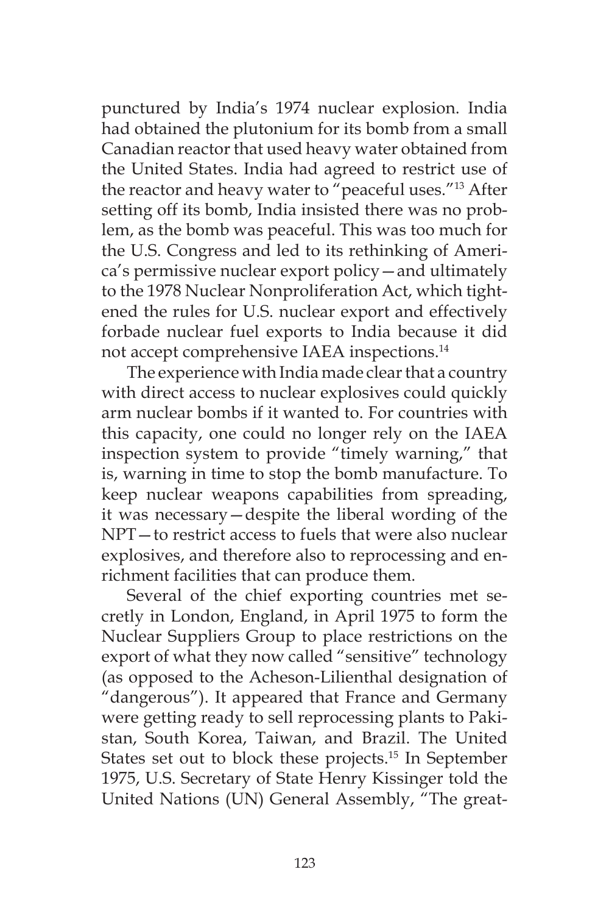punctured by India's 1974 nuclear explosion. India had obtained the plutonium for its bomb from a small Canadian reactor that used heavy water obtained from the United States. India had agreed to restrict use of the reactor and heavy water to "peaceful uses."[13] After setting off its bomb, India insisted there was no problem, as the bomb was peaceful. This was too much for the U.S. Congress and led to its rethinking of America's permissive nuclear export policy—and ultimately to the 1978 Nuclear Nonproliferation Act, which tightened the rules for U.S. nuclear export and effectively forbade nuclear fuel exports to India because it did not accept comprehensive IAEA inspections.[14]

The experience with India made clear that a country with direct access to nuclear explosives could quickly arm nuclear bombs if it wanted to. For countries with this capacity, one could no longer rely on the IAEA inspection system to provide "timely warning," that is, warning in time to stop the bomb manufacture. To keep nuclear weapons capabilities from spreading, it was necessary—despite the liberal wording of the NPT—to restrict access to fuels that were also nuclear explosives, and therefore also to reprocessing and enrichment facilities that can produce them.

Several of the chief exporting countries met secretly in London, England, in April 1975 to form the Nuclear Suppliers Group to place restrictions on the export of what they now called "sensitive" technology (as opposed to the Acheson-Lilienthal designation of "dangerous"). It appeared that France and Germany were getting ready to sell reprocessing plants to Pakistan, South Korea, Taiwan, and Brazil. The United States set out to block these projects.[15] In September 1975, U.S. Secretary of State Henry Kissinger told the United Nations (UN) General Assembly, "The great-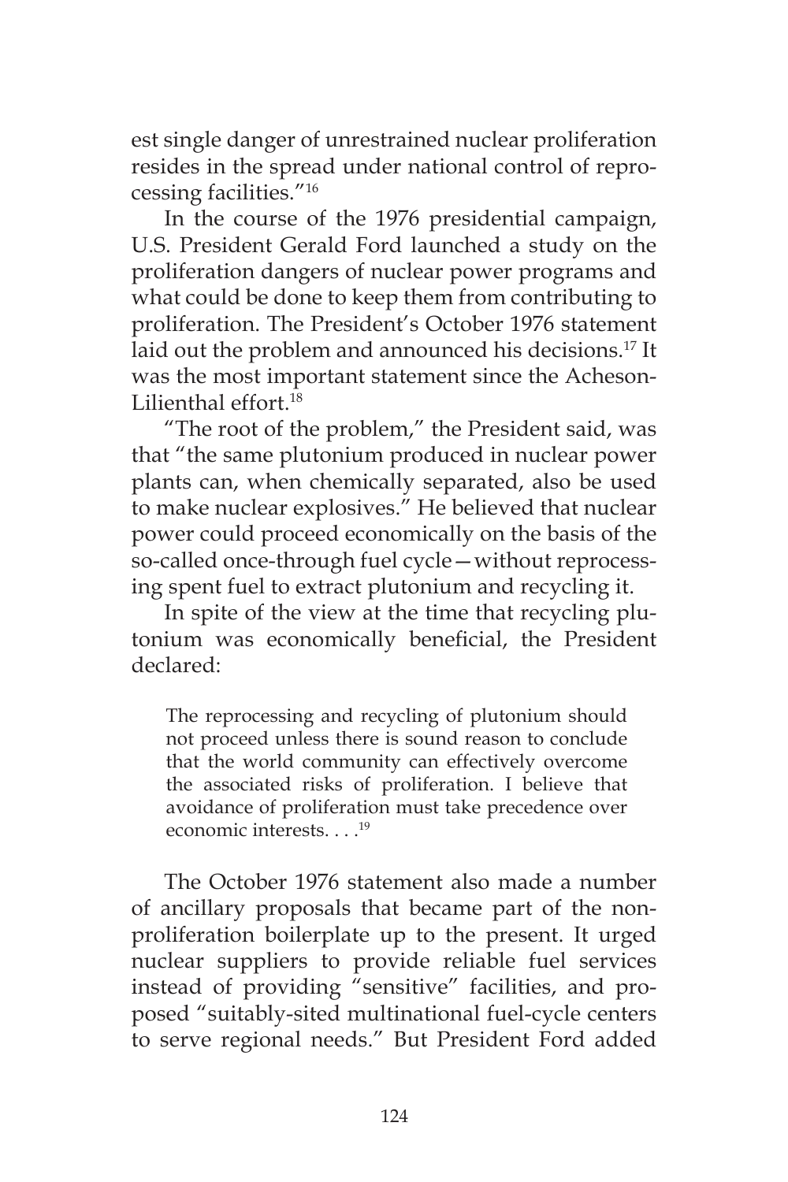est single danger of unrestrained nuclear proliferation resides in the spread under national control of reprocessing facilities."[16]

In the course of the 1976 presidential campaign, U.S. President Gerald Ford launched a study on the proliferation dangers of nuclear power programs and what could be done to keep them from contributing to proliferation. The President's October 1976 statement laid out the problem and announced his decisions.[17] It was the most important statement since the Acheson-Lilienthal effort.[18]

"The root of the problem," the President said, was that "the same plutonium produced in nuclear power plants can, when chemically separated, also be used to make nuclear explosives." He believed that nuclear power could proceed economically on the basis of the so-called once-through fuel cycle—without reprocessing spent fuel to extract plutonium and recycling it.

In spite of the view at the time that recycling plutonium was economically beneficial, the President declared:

> The reprocessing and recycling of plutonium should not proceed unless there is sound reason to conclude that the world community can effectively overcome the associated risks of proliferation. I believe that avoidance of proliferation must take precedence over economic interests. . . .[19]

The October 1976 statement also made a number of ancillary proposals that became part of the nonproliferation boilerplate up to the present. It urged nuclear suppliers to provide reliable fuel services instead of providing "sensitive" facilities, and proposed "suitably-sited multinational fuel-cycle centers to serve regional needs." But President Ford added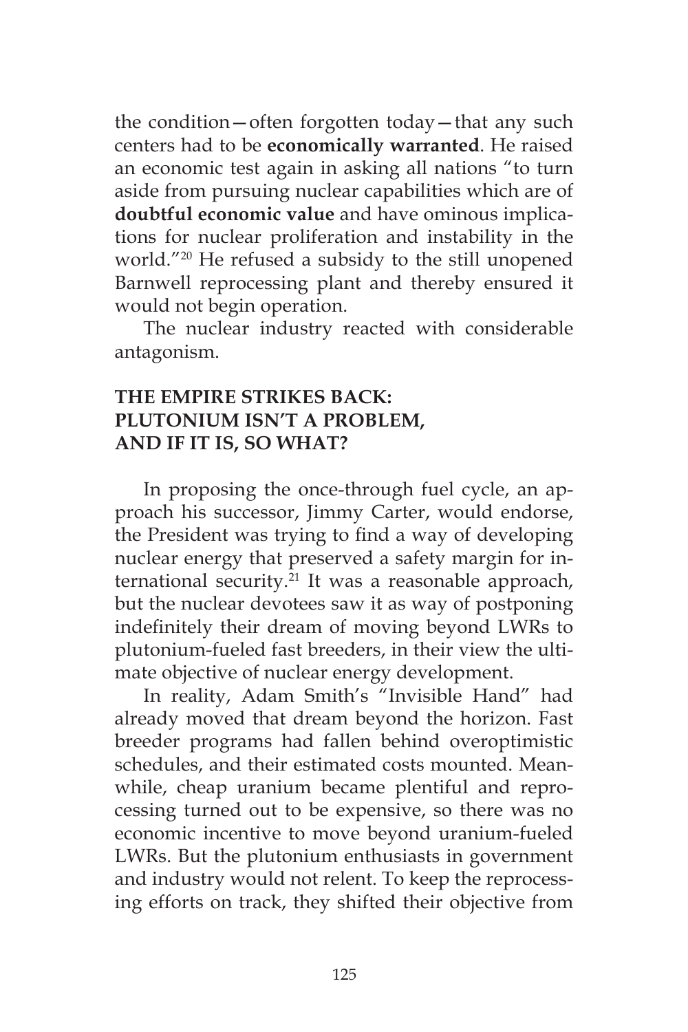the condition—often forgotten today—that any such centers had to be **economically warranted**. He raised an economic test again in asking all nations "to turn aside from pursuing nuclear capabilities which are of **doubtful economic value** and have ominous implications for nuclear proliferation and instability in the world."[20] He refused a subsidy to the still unopened Barnwell reprocessing plant and thereby ensured it would not begin operation.

The nuclear industry reacted with considerable antagonism.

## THE EMPIRE STRIKES BACK: PLUTONIUM ISN'T A PROBLEM, AND IF IT IS, SO WHAT?

In proposing the once-through fuel cycle, an approach his successor, Jimmy Carter, would endorse, the President was trying to find a way of developing nuclear energy that preserved a safety margin for international security.[21] It was a reasonable approach, but the nuclear devotees saw it as way of postponing indefinitely their dream of moving beyond LWRs to plutonium-fueled fast breeders, in their view the ultimate objective of nuclear energy development.

In reality, Adam Smith's "Invisible Hand" had already moved that dream beyond the horizon. Fast breeder programs had fallen behind overoptimistic schedules, and their estimated costs mounted. Meanwhile, cheap uranium became plentiful and reprocessing turned out to be expensive, so there was no economic incentive to move beyond uranium-fueled LWRs. But the plutonium enthusiasts in government and industry would not relent. To keep the reprocessing efforts on track, they shifted their objective from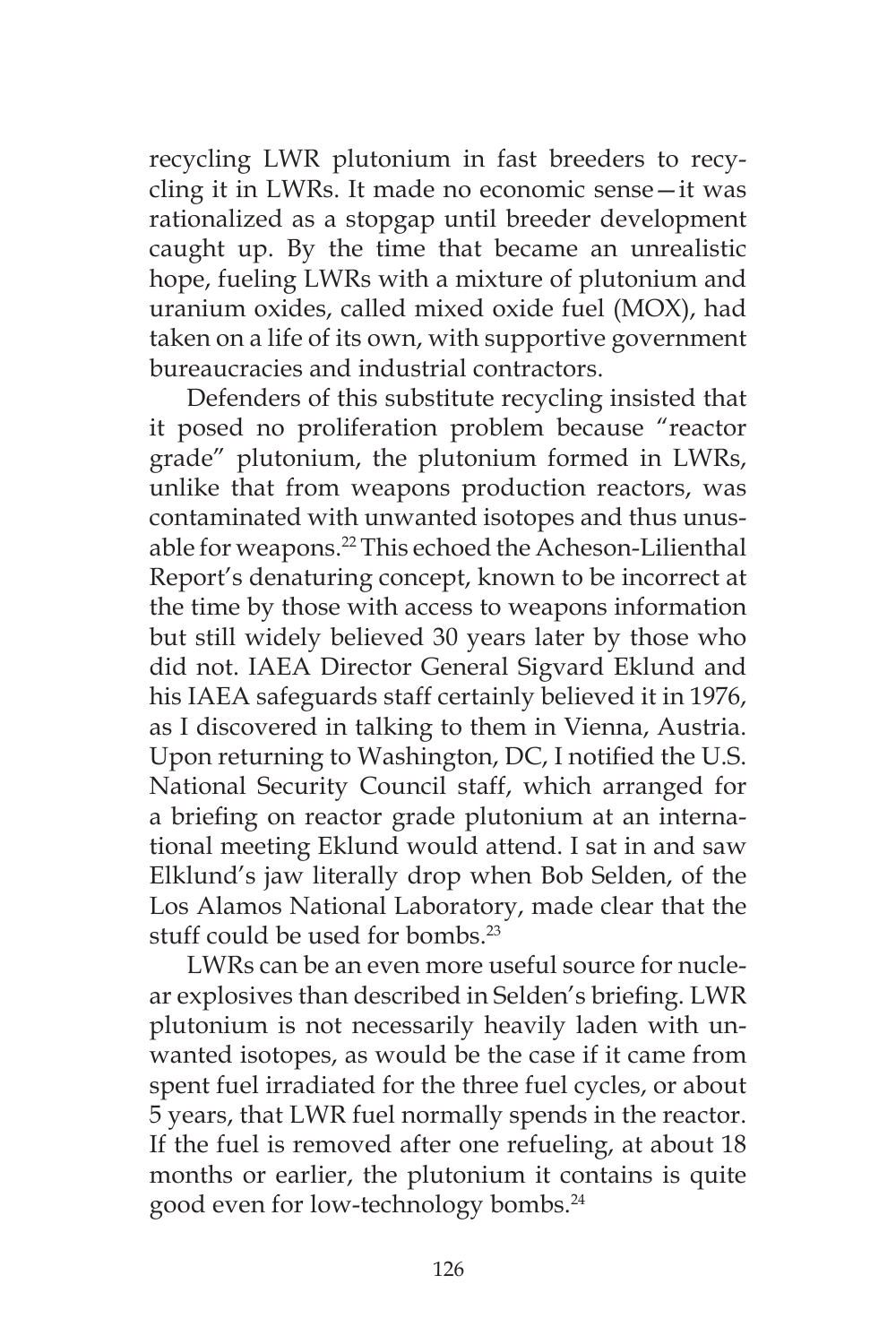recycling LWR plutonium in fast breeders to recycling it in LWRs. It made no economic sense—it was rationalized as a stopgap until breeder development caught up. By the time that became an unrealistic hope, fueling LWRs with a mixture of plutonium and uranium oxides, called mixed oxide fuel (MOX), had taken on a life of its own, with supportive government bureaucracies and industrial contractors.

Defenders of this substitute recycling insisted that it posed no proliferation problem because "reactor grade" plutonium, the plutonium formed in LWRs, unlike that from weapons production reactors, was contaminated with unwanted isotopes and thus unusable for weapons.[22] This echoed the Acheson-Lilienthal Report's denaturing concept, known to be incorrect at the time by those with access to weapons information but still widely believed 30 years later by those who did not. IAEA Director General Sigvard Eklund and his IAEA safeguards staff certainly believed it in 1976, as I discovered in talking to them in Vienna, Austria. Upon returning to Washington, DC, I notified the U.S. National Security Council staff, which arranged for a briefing on reactor grade plutonium at an international meeting Eklund would attend. I sat in and saw Elklund's jaw literally drop when Bob Selden, of the Los Alamos National Laboratory, made clear that the stuff could be used for bombs.[23]

LWRs can be an even more useful source for nuclear explosives than described in Selden's briefing. LWR plutonium is not necessarily heavily laden with unwanted isotopes, as would be the case if it came from spent fuel irradiated for the three fuel cycles, or about 5 years, that LWR fuel normally spends in the reactor. If the fuel is removed after one refueling, at about 18 months or earlier, the plutonium it contains is quite good even for low-technology bombs.[24]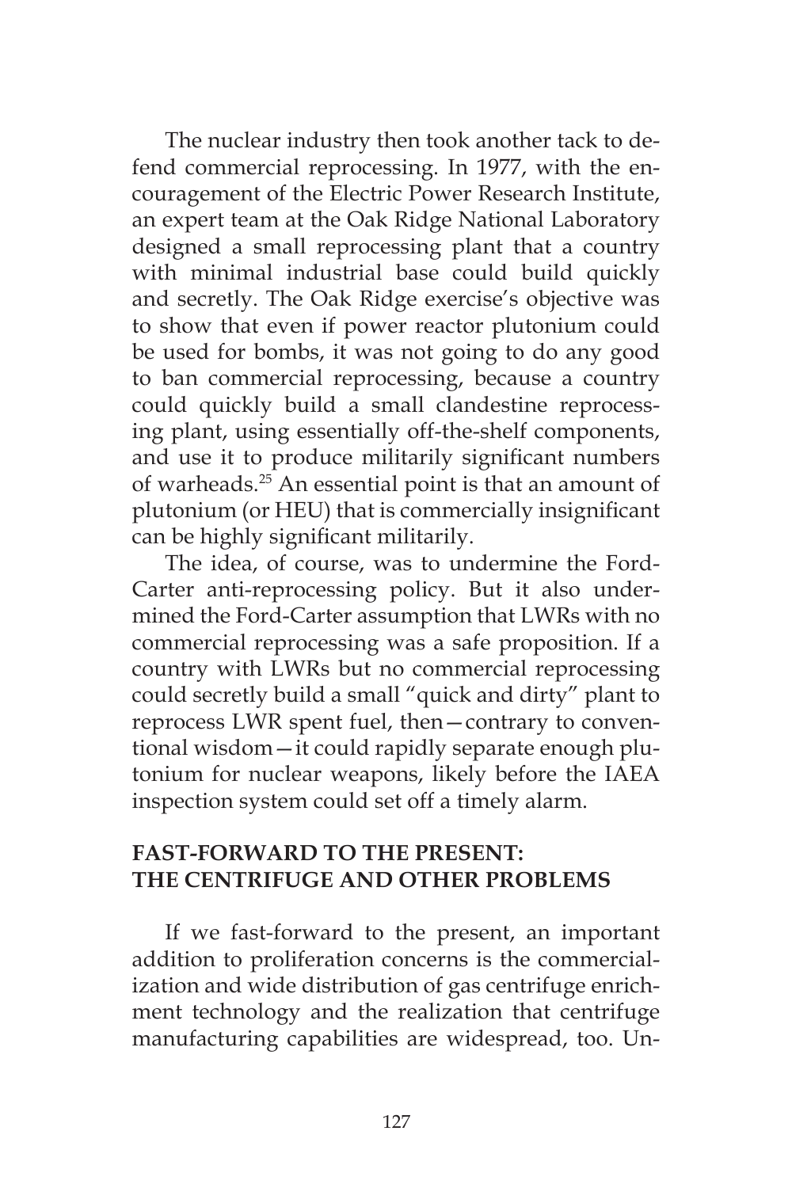The nuclear industry then took another tack to defend commercial reprocessing. In 1977, with the encouragement of the Electric Power Research Institute, an expert team at the Oak Ridge National Laboratory designed a small reprocessing plant that a country with minimal industrial base could build quickly and secretly. The Oak Ridge exercise's objective was to show that even if power reactor plutonium could be used for bombs, it was not going to do any good to ban commercial reprocessing, because a country could quickly build a small clandestine reprocessing plant, using essentially off-the-shelf components, and use it to produce militarily significant numbers of warheads.[25] An essential point is that an amount of plutonium (or HEU) that is commercially insignificant can be highly significant militarily.

The idea, of course, was to undermine the Ford-Carter anti-reprocessing policy. But it also undermined the Ford-Carter assumption that LWRs with no commercial reprocessing was a safe proposition. If a country with LWRs but no commercial reprocessing could secretly build a small "quick and dirty" plant to reprocess LWR spent fuel, then—contrary to conventional wisdom—it could rapidly separate enough plutonium for nuclear weapons, likely before the IAEA inspection system could set off a timely alarm.

## FAST-FORWARD TO THE PRESENT: THE CENTRIFUGE AND OTHER PROBLEMS

If we fast-forward to the present, an important addition to proliferation concerns is the commercialization and wide distribution of gas centrifuge enrichment technology and the realization that centrifuge manufacturing capabilities are widespread, too. Un-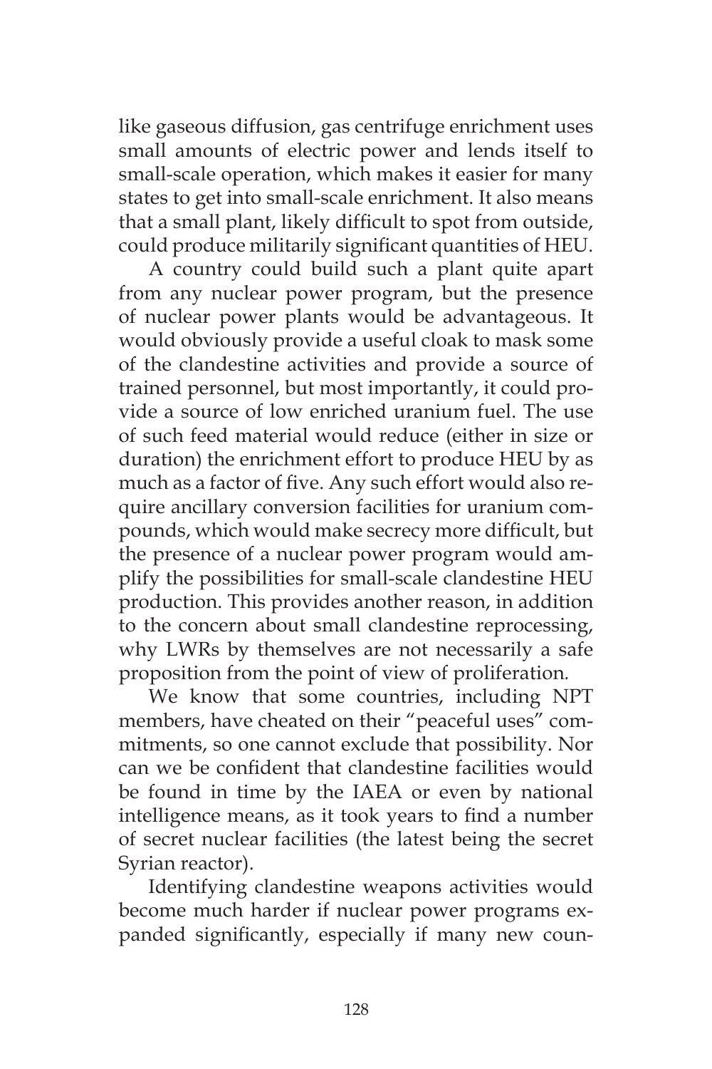like gaseous diffusion, gas centrifuge enrichment uses small amounts of electric power and lends itself to small-scale operation, which makes it easier for many states to get into small-scale enrichment. It also means that a small plant, likely difficult to spot from outside, could produce militarily significant quantities of HEU.

A country could build such a plant quite apart from any nuclear power program, but the presence of nuclear power plants would be advantageous. It would obviously provide a useful cloak to mask some of the clandestine activities and provide a source of trained personnel, but most importantly, it could provide a source of low enriched uranium fuel. The use of such feed material would reduce (either in size or duration) the enrichment effort to produce HEU by as much as a factor of five. Any such effort would also require ancillary conversion facilities for uranium compounds, which would make secrecy more difficult, but the presence of a nuclear power program would amplify the possibilities for small-scale clandestine HEU production. This provides another reason, in addition to the concern about small clandestine reprocessing, why LWRs by themselves are not necessarily a safe proposition from the point of view of proliferation.

We know that some countries, including NPT members, have cheated on their "peaceful uses" commitments, so one cannot exclude that possibility. Nor can we be confident that clandestine facilities would be found in time by the IAEA or even by national intelligence means, as it took years to find a number of secret nuclear facilities (the latest being the secret Syrian reactor).

Identifying clandestine weapons activities would become much harder if nuclear power programs expanded significantly, especially if many new coun-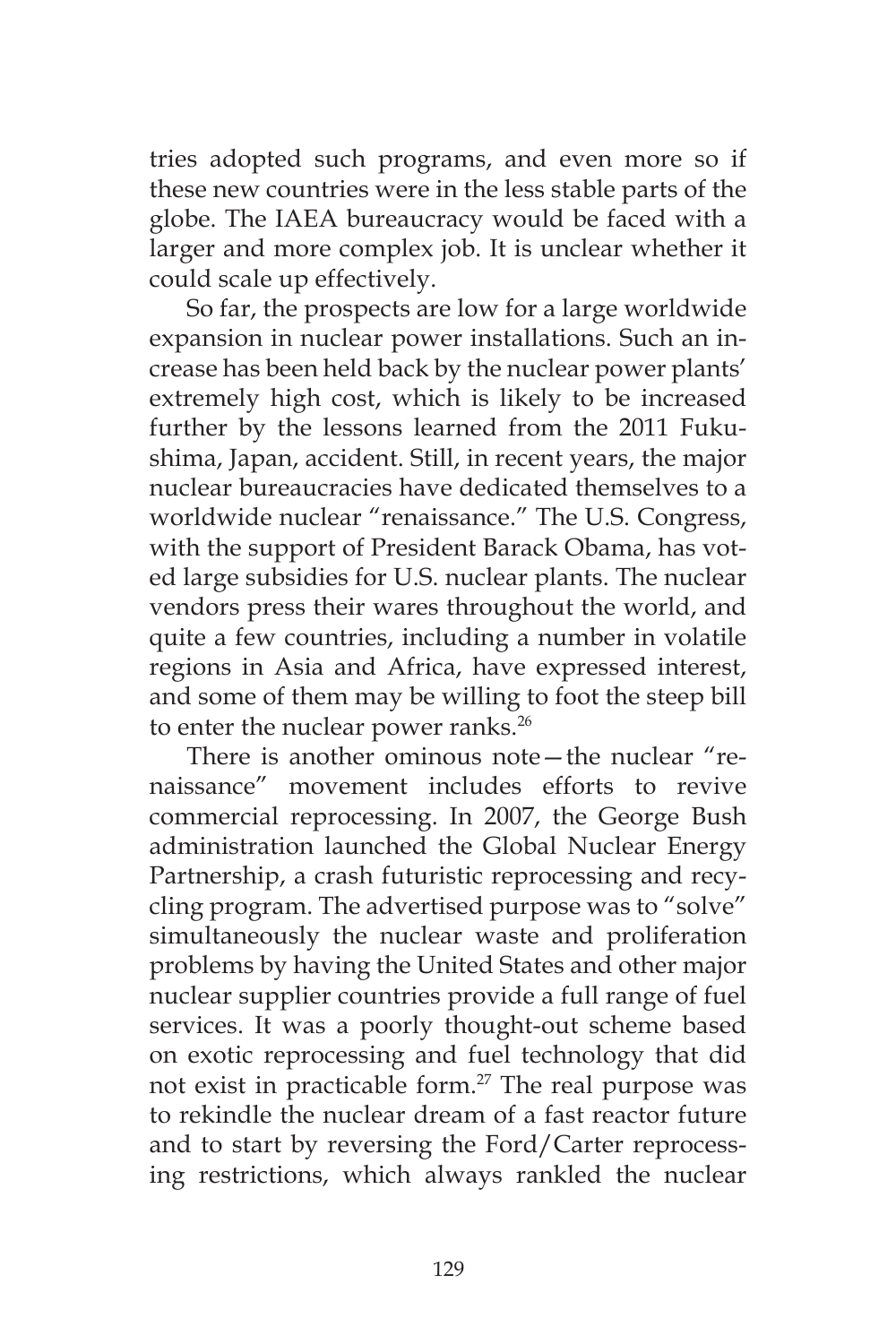tries adopted such programs, and even more so if these new countries were in the less stable parts of the globe. The IAEA bureaucracy would be faced with a larger and more complex job. It is unclear whether it could scale up effectively.

So far, the prospects are low for a large worldwide expansion in nuclear power installations. Such an increase has been held back by the nuclear power plants' extremely high cost, which is likely to be increased further by the lessons learned from the 2011 Fukushima, Japan, accident. Still, in recent years, the major nuclear bureaucracies have dedicated themselves to a worldwide nuclear "renaissance." The U.S. Congress, with the support of President Barack Obama, has voted large subsidies for U.S. nuclear plants. The nuclear vendors press their wares throughout the world, and quite a few countries, including a number in volatile regions in Asia and Africa, have expressed interest, and some of them may be willing to foot the steep bill to enter the nuclear power ranks.[26]

There is another ominous note—the nuclear "renaissance" movement includes efforts to revive commercial reprocessing. In 2007, the George Bush administration launched the Global Nuclear Energy Partnership, a crash futuristic reprocessing and recycling program. The advertised purpose was to "solve" simultaneously the nuclear waste and proliferation problems by having the United States and other major nuclear supplier countries provide a full range of fuel services. It was a poorly thought-out scheme based on exotic reprocessing and fuel technology that did not exist in practicable form.[27] The real purpose was to rekindle the nuclear dream of a fast reactor future and to start by reversing the Ford/Carter reprocessing restrictions, which always rankled the nuclear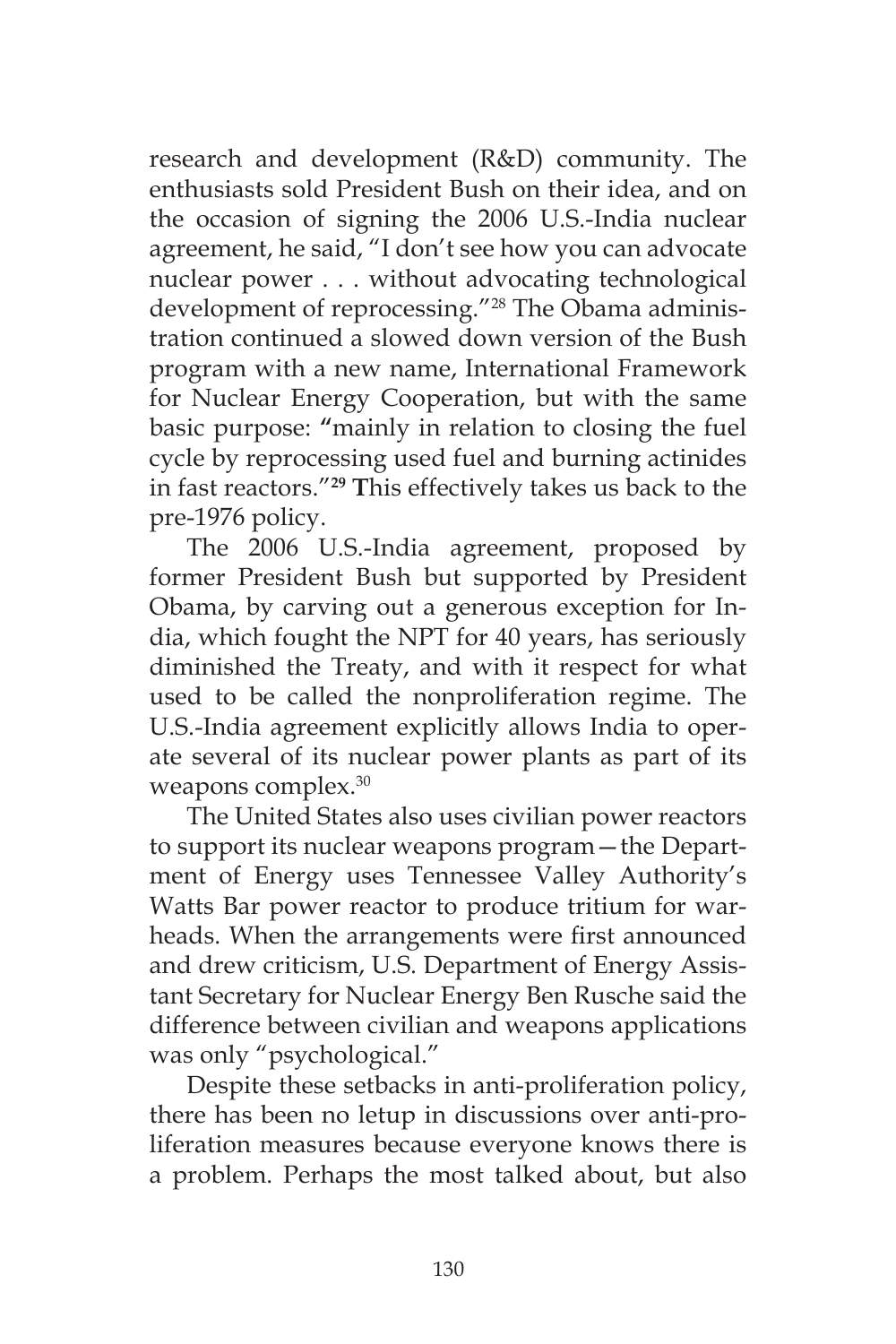research and development (R&D) community. The enthusiasts sold President Bush on their idea, and on the occasion of signing the 2006 U.S.-India nuclear agreement, he said, "I don't see how you can advocate nuclear power . . . without advocating technological development of reprocessing."[28] The Obama administration continued a slowed down version of the Bush program with a new name, International Framework for Nuclear Energy Cooperation, but with the same basic purpose: "mainly in relation to closing the fuel cycle by reprocessing used fuel and burning actinides in fast reactors."[29] This effectively takes us back to the pre-1976 policy.

The 2006 U.S.-India agreement, proposed by former President Bush but supported by President Obama, by carving out a generous exception for India, which fought the NPT for 40 years, has seriously diminished the Treaty, and with it respect for what used to be called the nonproliferation regime. The U.S.-India agreement explicitly allows India to operate several of its nuclear power plants as part of its weapons complex.[30]

The United States also uses civilian power reactors to support its nuclear weapons program—the Department of Energy uses Tennessee Valley Authority's Watts Bar power reactor to produce tritium for warheads. When the arrangements were first announced and drew criticism, U.S. Department of Energy Assistant Secretary for Nuclear Energy Ben Rusche said the difference between civilian and weapons applications was only "psychological."

Despite these setbacks in anti-proliferation policy, there has been no letup in discussions over anti-proliferation measures because everyone knows there is a problem. Perhaps the most talked about, but also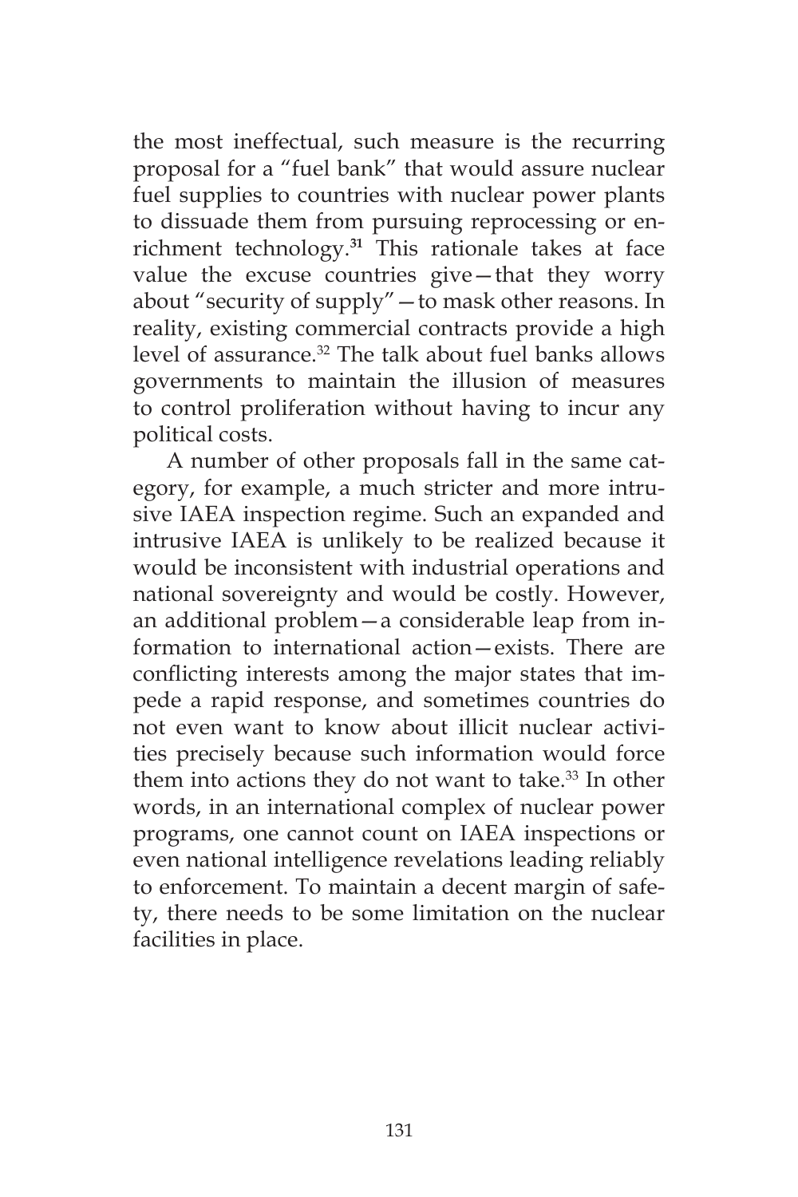the most ineffectual, such measure is the recurring proposal for a "fuel bank" that would assure nuclear fuel supplies to countries with nuclear power plants to dissuade them from pursuing reprocessing or enrichment technology.[31] This rationale takes at face value the excuse countries give—that they worry about "security of supply"—to mask other reasons. In reality, existing commercial contracts provide a high level of assurance.[32] The talk about fuel banks allows governments to maintain the illusion of measures to control proliferation without having to incur any political costs.

A number of other proposals fall in the same category, for example, a much stricter and more intrusive IAEA inspection regime. Such an expanded and intrusive IAEA is unlikely to be realized because it would be inconsistent with industrial operations and national sovereignty and would be costly. However, an additional problem—a considerable leap from information to international action—exists. There are conflicting interests among the major states that impede a rapid response, and sometimes countries do not even want to know about illicit nuclear activities precisely because such information would force them into actions they do not want to take.[33] In other words, in an international complex of nuclear power programs, one cannot count on IAEA inspections or even national intelligence revelations leading reliably to enforcement. To maintain a decent margin of safety, there needs to be some limitation on the nuclear facilities in place.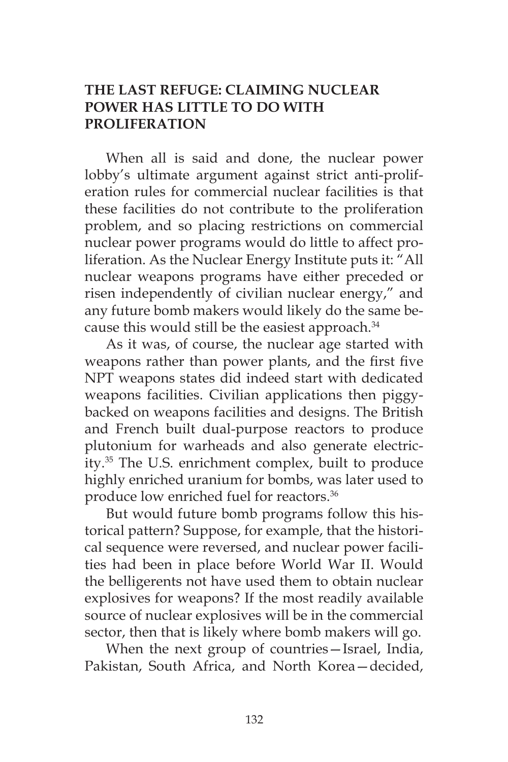## THE LAST REFUGE: CLAIMING NUCLEAR POWER HAS LITTLE TO DO WITH PROLIFERATION

When all is said and done, the nuclear power lobby's ultimate argument against strict anti-proliferation rules for commercial nuclear facilities is that these facilities do not contribute to the proliferation problem, and so placing restrictions on commercial nuclear power programs would do little to affect proliferation. As the Nuclear Energy Institute puts it: "All nuclear weapons programs have either preceded or risen independently of civilian nuclear energy," and any future bomb makers would likely do the same because this would still be the easiest approach.[34]

As it was, of course, the nuclear age started with weapons rather than power plants, and the first five NPT weapons states did indeed start with dedicated weapons facilities. Civilian applications then piggybacked on weapons facilities and designs. The British and French built dual-purpose reactors to produce plutonium for warheads and also generate electricity.[35] The U.S. enrichment complex, built to produce highly enriched uranium for bombs, was later used to produce low enriched fuel for reactors.[36]

But would future bomb programs follow this historical pattern? Suppose, for example, that the historical sequence were reversed, and nuclear power facilities had been in place before World War II. Would the belligerents not have used them to obtain nuclear explosives for weapons? If the most readily available source of nuclear explosives will be in the commercial sector, then that is likely where bomb makers will go.

When the next group of countries—Israel, India, Pakistan, South Africa, and North Korea—decided,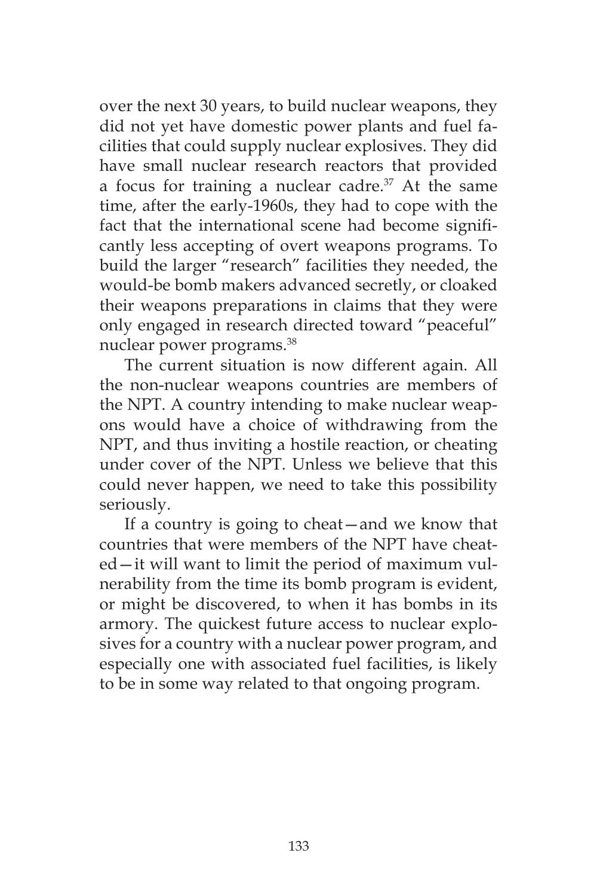over the next 30 years, to build nuclear weapons, they did not yet have domestic power plants and fuel facilities that could supply nuclear explosives. They did have small nuclear research reactors that provided a focus for training a nuclear cadre.[37] At the same time, after the early-1960s, they had to cope with the fact that the international scene had become significantly less accepting of overt weapons programs. To build the larger "research" facilities they needed, the would-be bomb makers advanced secretly, or cloaked their weapons preparations in claims that they were only engaged in research directed toward "peaceful" nuclear power programs.[38]

The current situation is now different again. All the non-nuclear weapons countries are members of the NPT. A country intending to make nuclear weapons would have a choice of withdrawing from the NPT, and thus inviting a hostile reaction, or cheating under cover of the NPT. Unless we believe that this could never happen, we need to take this possibility seriously.

If a country is going to cheat—and we know that countries that were members of the NPT have cheated—it will want to limit the period of maximum vulnerability from the time its bomb program is evident, or might be discovered, to when it has bombs in its armory. The quickest future access to nuclear explosives for a country with a nuclear power program, and especially one with associated fuel facilities, is likely to be in some way related to that ongoing program.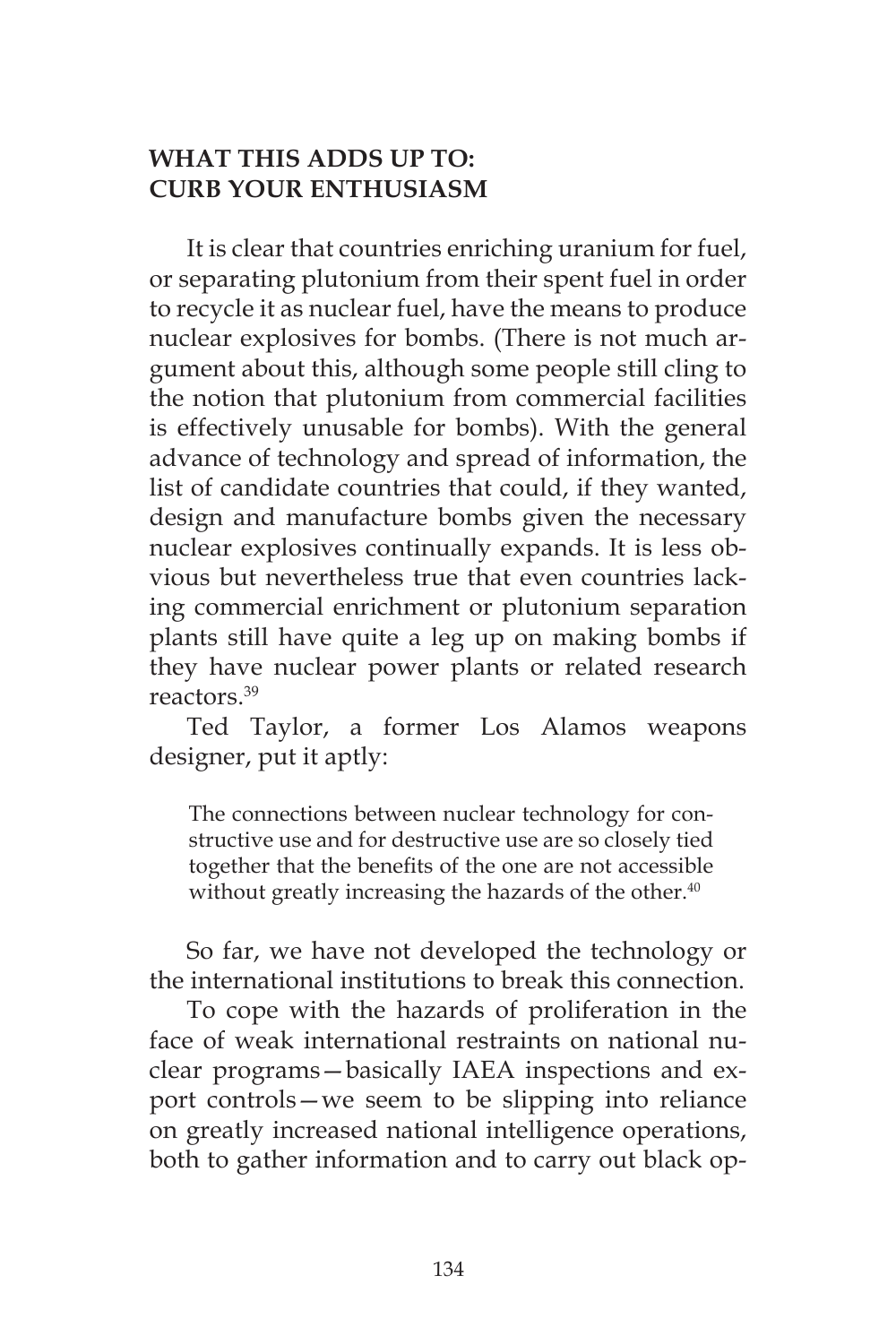## WHAT THIS ADDS UP TO: CURB YOUR ENTHUSIASM

It is clear that countries enriching uranium for fuel, or separating plutonium from their spent fuel in order to recycle it as nuclear fuel, have the means to produce nuclear explosives for bombs. (There is not much argument about this, although some people still cling to the notion that plutonium from commercial facilities is effectively unusable for bombs). With the general advance of technology and spread of information, the list of candidate countries that could, if they wanted, design and manufacture bombs given the necessary nuclear explosives continually expands. It is less obvious but nevertheless true that even countries lacking commercial enrichment or plutonium separation plants still have quite a leg up on making bombs if they have nuclear power plants or related research reactors.[39]

Ted Taylor, a former Los Alamos weapons designer, put it aptly:

> The connections between nuclear technology for constructive use and for destructive use are so closely tied together that the benefits of the one are not accessible without greatly increasing the hazards of the other.[40]

So far, we have not developed the technology or the international institutions to break this connection.

To cope with the hazards of proliferation in the face of weak international restraints on national nuclear programs—basically IAEA inspections and export controls—we seem to be slipping into reliance on greatly increased national intelligence operations, both to gather information and to carry out black op-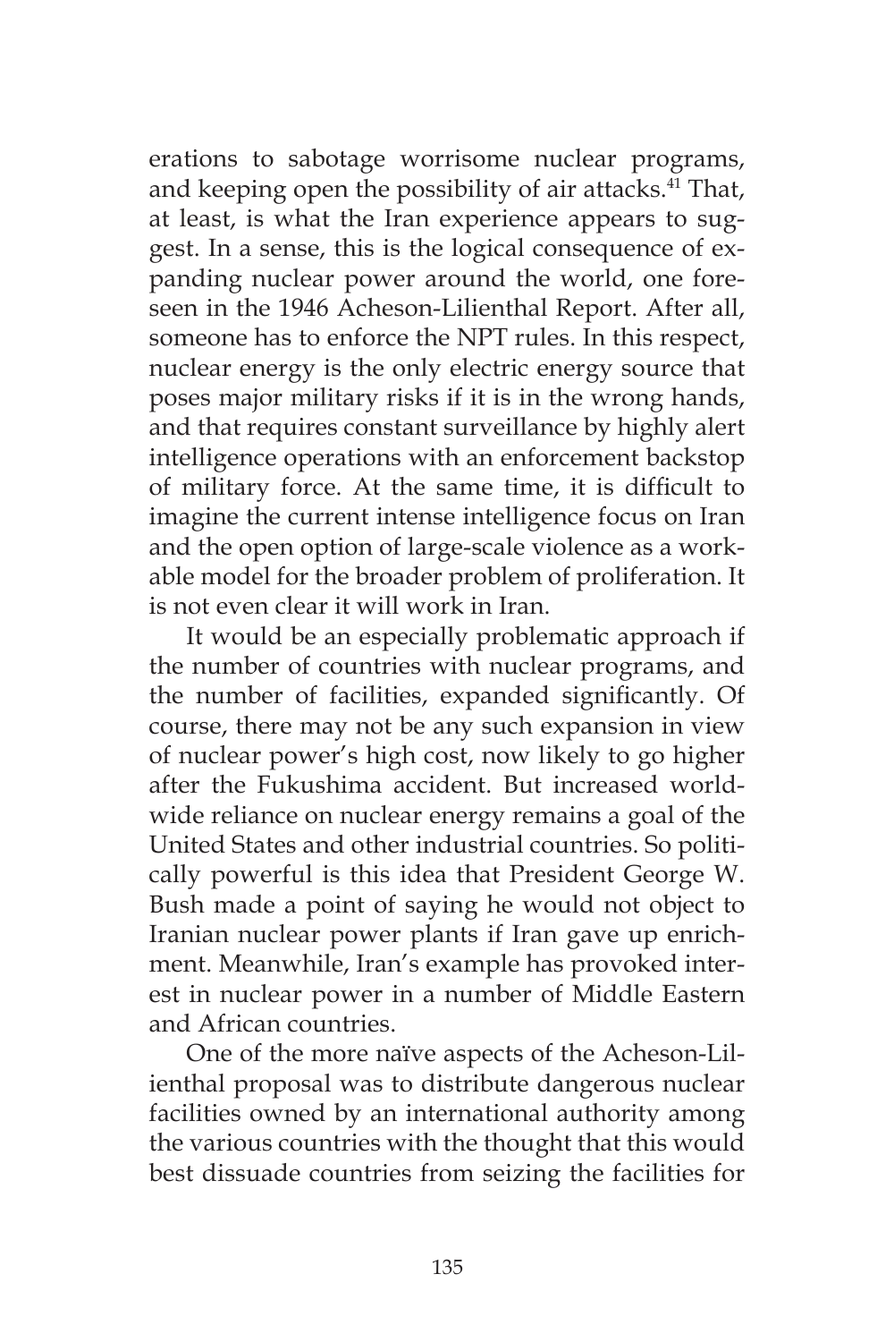erations to sabotage worrisome nuclear programs, and keeping open the possibility of air attacks.[41] That, at least, is what the Iran experience appears to suggest. In a sense, this is the logical consequence of expanding nuclear power around the world, one foreseen in the 1946 Acheson-Lilienthal Report. After all, someone has to enforce the NPT rules. In this respect, nuclear energy is the only electric energy source that poses major military risks if it is in the wrong hands, and that requires constant surveillance by highly alert intelligence operations with an enforcement backstop of military force. At the same time, it is difficult to imagine the current intense intelligence focus on Iran and the open option of large-scale violence as a workable model for the broader problem of proliferation. It is not even clear it will work in Iran.

It would be an especially problematic approach if the number of countries with nuclear programs, and the number of facilities, expanded significantly. Of course, there may not be any such expansion in view of nuclear power's high cost, now likely to go higher after the Fukushima accident. But increased worldwide reliance on nuclear energy remains a goal of the United States and other industrial countries. So politically powerful is this idea that President George W. Bush made a point of saying he would not object to Iranian nuclear power plants if Iran gave up enrichment. Meanwhile, Iran's example has provoked interest in nuclear power in a number of Middle Eastern and African countries.

One of the more naïve aspects of the Acheson-Lilienthal proposal was to distribute dangerous nuclear facilities owned by an international authority among the various countries with the thought that this would best dissuade countries from seizing the facilities for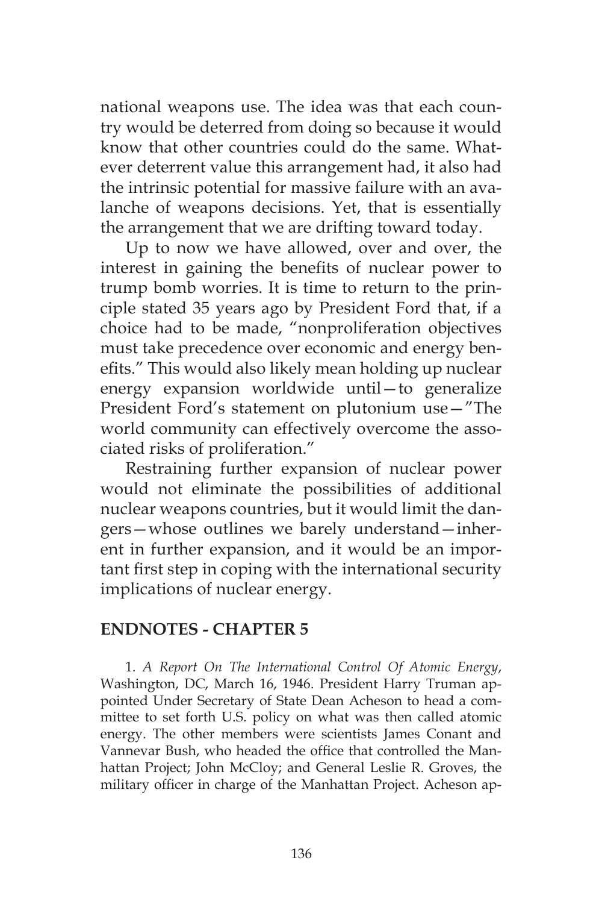national weapons use. The idea was that each country would be deterred from doing so because it would know that other countries could do the same. Whatever deterrent value this arrangement had, it also had the intrinsic potential for massive failure with an avalanche of weapons decisions. Yet, that is essentially the arrangement that we are drifting toward today.

Up to now we have allowed, over and over, the interest in gaining the benefits of nuclear power to trump bomb worries. It is time to return to the principle stated 35 years ago by President Ford that, if a choice had to be made, "nonproliferation objectives must take precedence over economic and energy benefits." This would also likely mean holding up nuclear energy expansion worldwide until—to generalize President Ford's statement on plutonium use—"The world community can effectively overcome the associated risks of proliferation."

Restraining further expansion of nuclear power would not eliminate the possibilities of additional nuclear weapons countries, but it would limit the dangers—whose outlines we barely understand—inherent in further expansion, and it would be an important first step in coping with the international security implications of nuclear energy.

## ENDNOTES - CHAPTER 5

1. *A Report On The International Control Of Atomic Energy*, Washington, DC, March 16, 1946. President Harry Truman appointed Under Secretary of State Dean Acheson to head a committee to set forth U.S. policy on what was then called atomic energy. The other members were scientists James Conant and Vannevar Bush, who headed the office that controlled the Manhattan Project; John McCloy; and General Leslie R. Groves, the military officer in charge of the Manhattan Project. Acheson ap-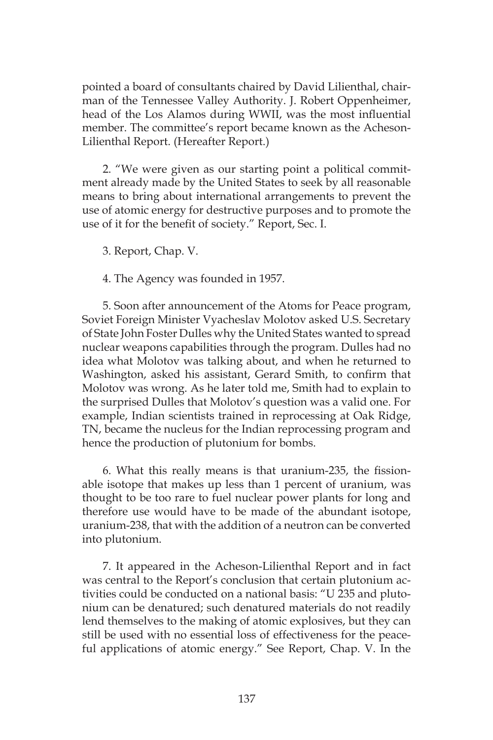pointed a board of consultants chaired by David Lilienthal, chairman of the Tennessee Valley Authority. J. Robert Oppenheimer, head of the Los Alamos during WWII, was the most influential member. The committee's report became known as the Acheson-Lilienthal Report. (Hereafter Report.)

2. "We were given as our starting point a political commitment already made by the United States to seek by all reasonable means to bring about international arrangements to prevent the use of atomic energy for destructive purposes and to promote the use of it for the benefit of society." Report, Sec. I.

3. Report, Chap. V.

4. The Agency was founded in 1957.

5. Soon after announcement of the Atoms for Peace program, Soviet Foreign Minister Vyacheslav Molotov asked U.S. Secretary of State John Foster Dulles why the United States wanted to spread nuclear weapons capabilities through the program. Dulles had no idea what Molotov was talking about, and when he returned to Washington, asked his assistant, Gerard Smith, to confirm that Molotov was wrong. As he later told me, Smith had to explain to the surprised Dulles that Molotov's question was a valid one. For example, Indian scientists trained in reprocessing at Oak Ridge, TN, became the nucleus for the Indian reprocessing program and hence the production of plutonium for bombs.

6. What this really means is that uranium-235, the fissionable isotope that makes up less than 1 percent of uranium, was thought to be too rare to fuel nuclear power plants for long and therefore use would have to be made of the abundant isotope, uranium-238, that with the addition of a neutron can be converted into plutonium.

7. It appeared in the Acheson-Lilienthal Report and in fact was central to the Report's conclusion that certain plutonium activities could be conducted on a national basis: "U 235 and plutonium can be denatured; such denatured materials do not readily lend themselves to the making of atomic explosives, but they can still be used with no essential loss of effectiveness for the peaceful applications of atomic energy." See Report, Chap. V. In the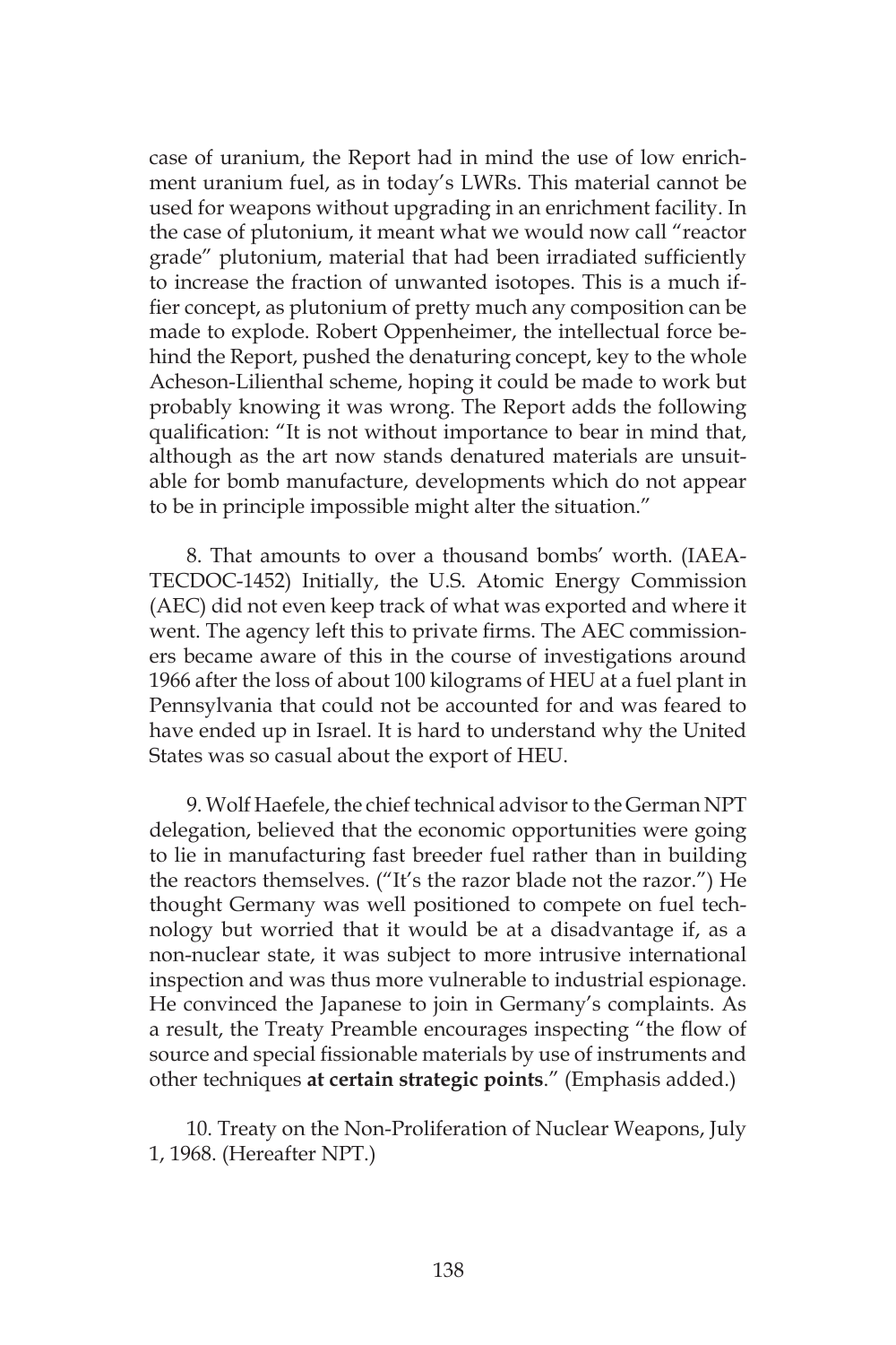case of uranium, the Report had in mind the use of low enrichment uranium fuel, as in today's LWRs. This material cannot be used for weapons without upgrading in an enrichment facility. In the case of plutonium, it meant what we would now call "reactor grade" plutonium, material that had been irradiated sufficiently to increase the fraction of unwanted isotopes. This is a much iffier concept, as plutonium of pretty much any composition can be made to explode. Robert Oppenheimer, the intellectual force behind the Report, pushed the denaturing concept, key to the whole Acheson-Lilienthal scheme, hoping it could be made to work but probably knowing it was wrong. The Report adds the following qualification: "It is not without importance to bear in mind that, although as the art now stands denatured materials are unsuitable for bomb manufacture, developments which do not appear to be in principle impossible might alter the situation."

8. That amounts to over a thousand bombs' worth. (IAEA-TECDOC-1452) Initially, the U.S. Atomic Energy Commission (AEC) did not even keep track of what was exported and where it went. The agency left this to private firms. The AEC commissioners became aware of this in the course of investigations around 1966 after the loss of about 100 kilograms of HEU at a fuel plant in Pennsylvania that could not be accounted for and was feared to have ended up in Israel. It is hard to understand why the United States was so casual about the export of HEU.

9. Wolf Haefele, the chief technical advisor to the German NPT delegation, believed that the economic opportunities were going to lie in manufacturing fast breeder fuel rather than in building the reactors themselves. ("It's the razor blade not the razor.") He thought Germany was well positioned to compete on fuel technology but worried that it would be at a disadvantage if, as a non-nuclear state, it was subject to more intrusive international inspection and was thus more vulnerable to industrial espionage. He convinced the Japanese to join in Germany's complaints. As a result, the Treaty Preamble encourages inspecting "the flow of source and special fissionable materials by use of instruments and other techniques **at certain strategic points**." (Emphasis added.)

10. Treaty on the Non-Proliferation of Nuclear Weapons, July 1, 1968. (Hereafter NPT.)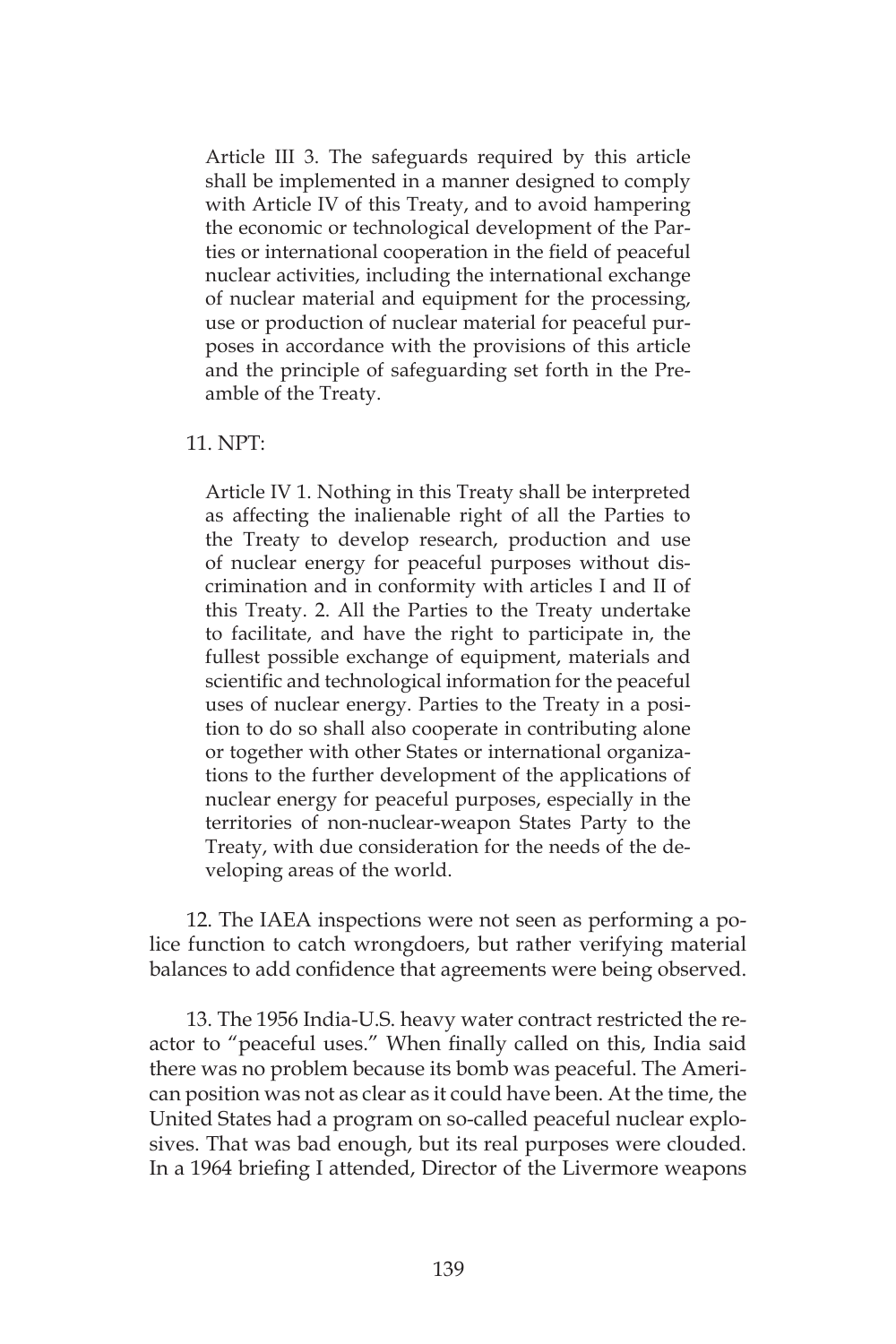> Article III 3. The safeguards required by this article shall be implemented in a manner designed to comply with Article IV of this Treaty, and to avoid hampering the economic or technological development of the Parties or international cooperation in the field of peaceful nuclear activities, including the international exchange of nuclear material and equipment for the processing, use or production of nuclear material for peaceful purposes in accordance with the provisions of this article and the principle of safeguarding set forth in the Preamble of the Treaty.

11. NPT:

> Article IV 1. Nothing in this Treaty shall be interpreted as affecting the inalienable right of all the Parties to the Treaty to develop research, production and use of nuclear energy for peaceful purposes without discrimination and in conformity with articles I and II of this Treaty. 2. All the Parties to the Treaty undertake to facilitate, and have the right to participate in, the fullest possible exchange of equipment, materials and scientific and technological information for the peaceful uses of nuclear energy. Parties to the Treaty in a position to do so shall also cooperate in contributing alone or together with other States or international organizations to the further development of the applications of nuclear energy for peaceful purposes, especially in the territories of non-nuclear-weapon States Party to the Treaty, with due consideration for the needs of the developing areas of the world.

12. The IAEA inspections were not seen as performing a police function to catch wrongdoers, but rather verifying material balances to add confidence that agreements were being observed.

13. The 1956 India-U.S. heavy water contract restricted the reactor to "peaceful uses." When finally called on this, India said there was no problem because its bomb was peaceful. The American position was not as clear as it could have been. At the time, the United States had a program on so-called peaceful nuclear explosives. That was bad enough, but its real purposes were clouded. In a 1964 briefing I attended, Director of the Livermore weapons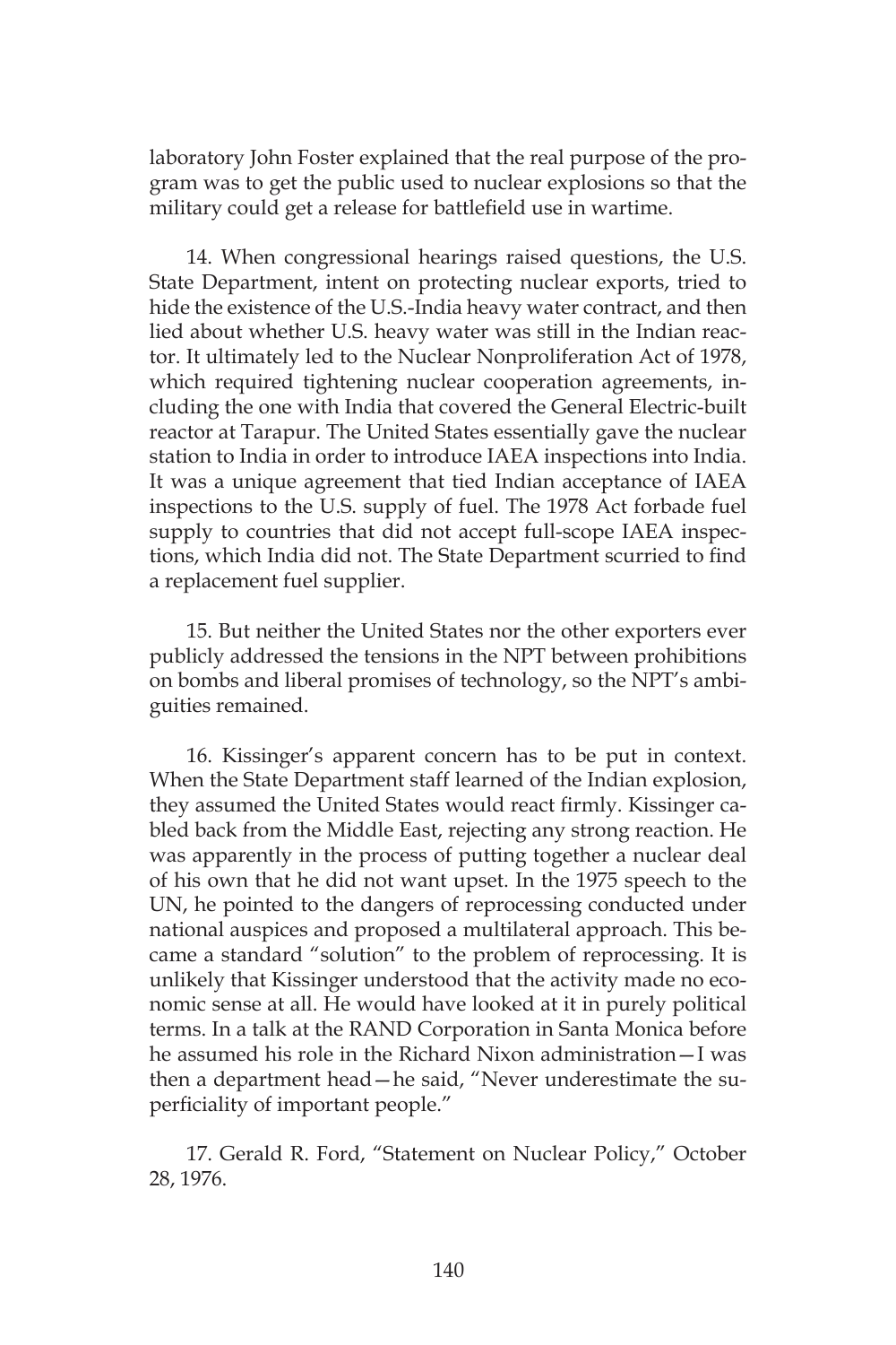laboratory John Foster explained that the real purpose of the program was to get the public used to nuclear explosions so that the military could get a release for battlefield use in wartime.

14. When congressional hearings raised questions, the U.S. State Department, intent on protecting nuclear exports, tried to hide the existence of the U.S.-India heavy water contract, and then lied about whether U.S. heavy water was still in the Indian reactor. It ultimately led to the Nuclear Nonproliferation Act of 1978, which required tightening nuclear cooperation agreements, including the one with India that covered the General Electric-built reactor at Tarapur. The United States essentially gave the nuclear station to India in order to introduce IAEA inspections into India. It was a unique agreement that tied Indian acceptance of IAEA inspections to the U.S. supply of fuel. The 1978 Act forbade fuel supply to countries that did not accept full-scope IAEA inspections, which India did not. The State Department scurried to find a replacement fuel supplier.

15. But neither the United States nor the other exporters ever publicly addressed the tensions in the NPT between prohibitions on bombs and liberal promises of technology, so the NPT's ambiguities remained.

16. Kissinger's apparent concern has to be put in context. When the State Department staff learned of the Indian explosion, they assumed the United States would react firmly. Kissinger cabled back from the Middle East, rejecting any strong reaction. He was apparently in the process of putting together a nuclear deal of his own that he did not want upset. In the 1975 speech to the UN, he pointed to the dangers of reprocessing conducted under national auspices and proposed a multilateral approach. This became a standard "solution" to the problem of reprocessing. It is unlikely that Kissinger understood that the activity made no economic sense at all. He would have looked at it in purely political terms. In a talk at the RAND Corporation in Santa Monica before he assumed his role in the Richard Nixon administration—I was then a department head—he said, "Never underestimate the superficiality of important people."

17. Gerald R. Ford, "Statement on Nuclear Policy," October 28, 1976.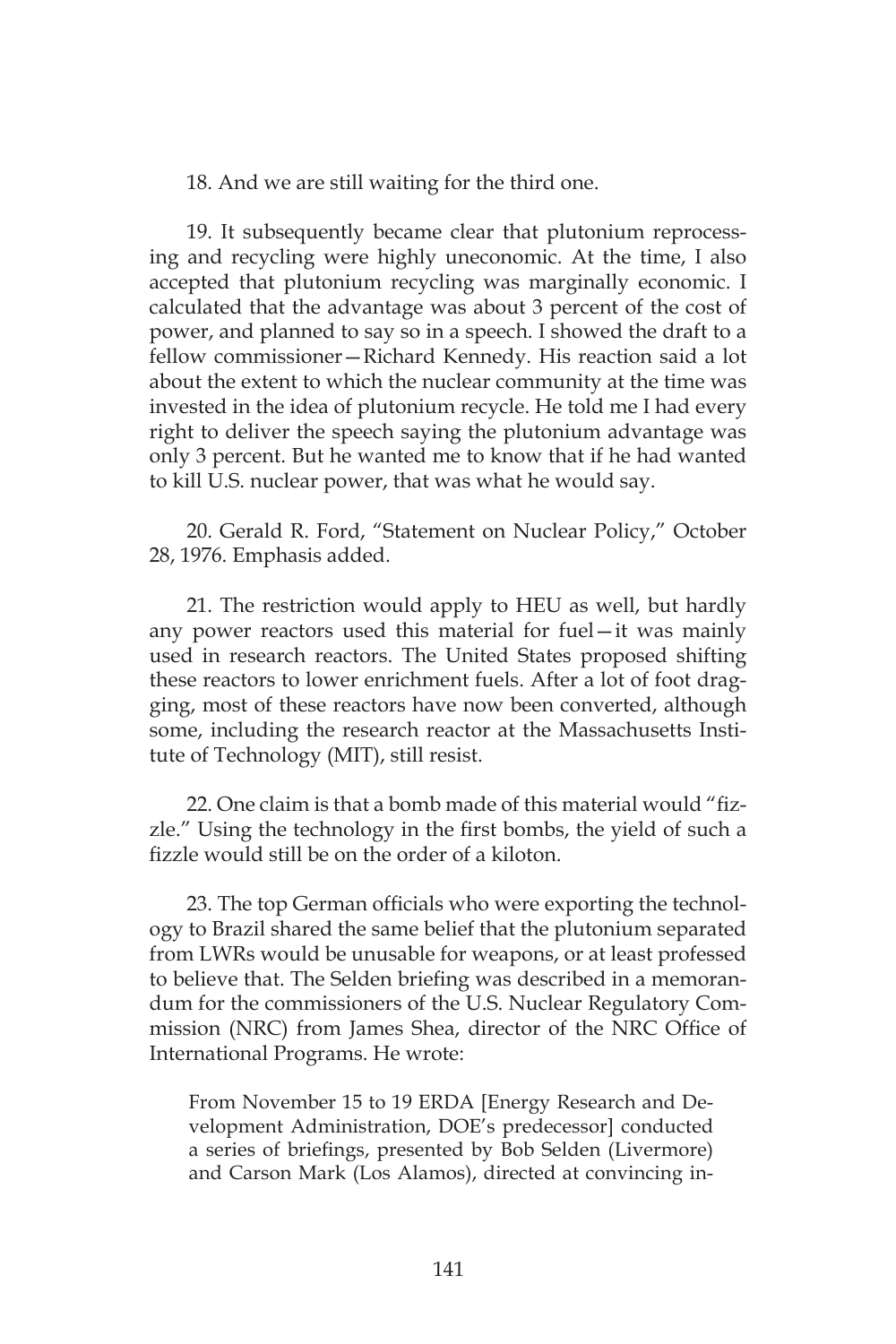18. And we are still waiting for the third one.

19. It subsequently became clear that plutonium reprocessing and recycling were highly uneconomic. At the time, I also accepted that plutonium recycling was marginally economic. I calculated that the advantage was about 3 percent of the cost of power, and planned to say so in a speech. I showed the draft to a fellow commissioner—Richard Kennedy. His reaction said a lot about the extent to which the nuclear community at the time was invested in the idea of plutonium recycle. He told me I had every right to deliver the speech saying the plutonium advantage was only 3 percent. But he wanted me to know that if he had wanted to kill U.S. nuclear power, that was what he would say.

20. Gerald R. Ford, "Statement on Nuclear Policy," October 28, 1976. Emphasis added.

21. The restriction would apply to HEU as well, but hardly any power reactors used this material for fuel—it was mainly used in research reactors. The United States proposed shifting these reactors to lower enrichment fuels. After a lot of foot dragging, most of these reactors have now been converted, although some, including the research reactor at the Massachusetts Institute of Technology (MIT), still resist.

22. One claim is that a bomb made of this material would "fizzle." Using the technology in the first bombs, the yield of such a fizzle would still be on the order of a kiloton.

23. The top German officials who were exporting the technology to Brazil shared the same belief that the plutonium separated from LWRs would be unusable for weapons, or at least professed to believe that. The Selden briefing was described in a memorandum for the commissioners of the U.S. Nuclear Regulatory Commission (NRC) from James Shea, director of the NRC Office of International Programs. He wrote:

> From November 15 to 19 ERDA [Energy Research and Development Administration, DOE's predecessor] conducted a series of briefings, presented by Bob Selden (Livermore) and Carson Mark (Los Alamos), directed at convincing in-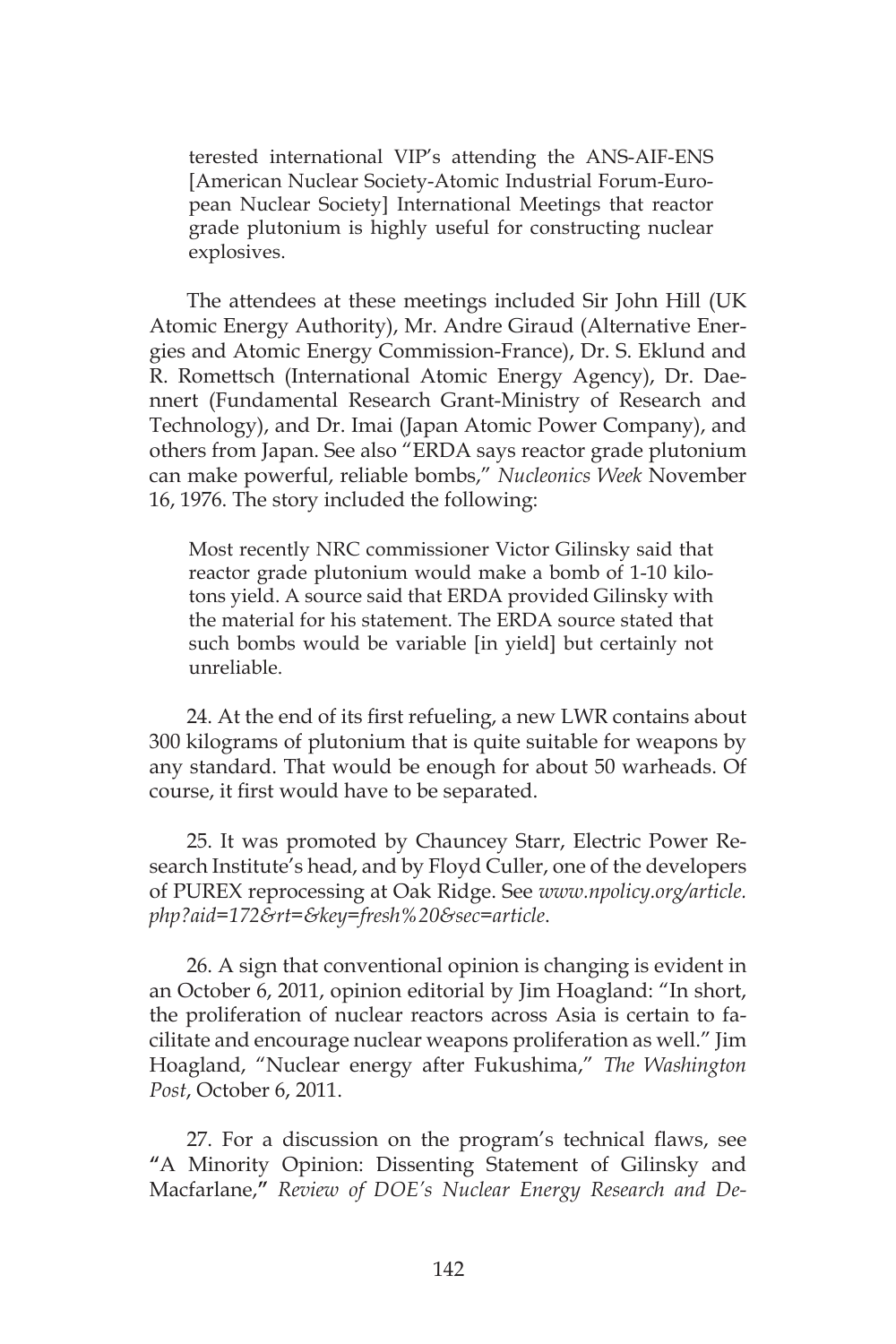terested international VIP's attending the ANS-AIF-ENS [American Nuclear Society-Atomic Industrial Forum-European Nuclear Society] International Meetings that reactor grade plutonium is highly useful for constructing nuclear explosives.

The attendees at these meetings included Sir John Hill (UK Atomic Energy Authority), Mr. Andre Giraud (Alternative Energies and Atomic Energy Commission-France), Dr. S. Eklund and R. Romettsch (International Atomic Energy Agency), Dr. Daennert (Fundamental Research Grant-Ministry of Research and Technology), and Dr. Imai (Japan Atomic Power Company), and others from Japan. See also "ERDA says reactor grade plutonium can make powerful, reliable bombs," *Nucleonics Week* November 16, 1976. The story included the following:

> Most recently NRC commissioner Victor Gilinsky said that reactor grade plutonium would make a bomb of 1-10 kilotons yield. A source said that ERDA provided Gilinsky with the material for his statement. The ERDA source stated that such bombs would be variable [in yield] but certainly not unreliable.

24. At the end of its first refueling, a new LWR contains about 300 kilograms of plutonium that is quite suitable for weapons by any standard. That would be enough for about 50 warheads. Of course, it first would have to be separated.

25. It was promoted by Chauncey Starr, Electric Power Research Institute's head, and by Floyd Culler, one of the developers of PUREX reprocessing at Oak Ridge. See *www.npolicy.org/article.php?aid=172&rt=&key=fresh%20&sec=article*.

26. A sign that conventional opinion is changing is evident in an October 6, 2011, opinion editorial by Jim Hoagland: "In short, the proliferation of nuclear reactors across Asia is certain to facilitate and encourage nuclear weapons proliferation as well." Jim Hoagland, "Nuclear energy after Fukushima," *The Washington Post*, October 6, 2011.

27. For a discussion on the program's technical flaws, see **"**A Minority Opinion: Dissenting Statement of Gilinsky and Macfarlane,**"** *Review of DOE's Nuclear Energy Research and De-*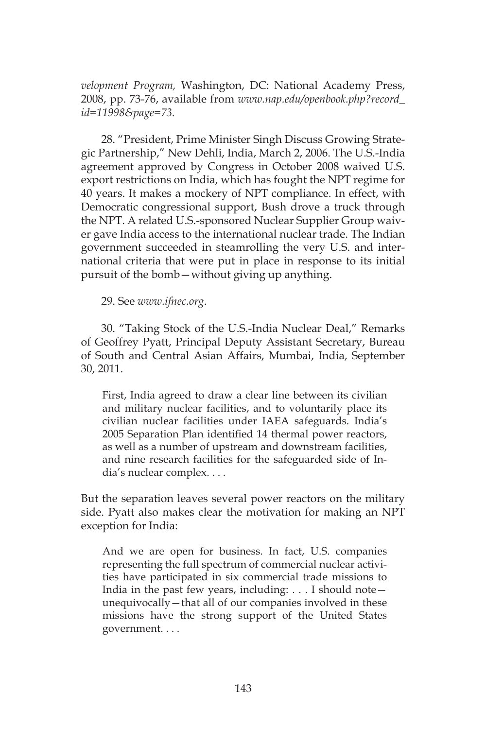*velopment Program,* Washington, DC: National Academy Press, 2008, pp. 73-76, available from *www.nap.edu/openbook.php?record_id=11998&page=73.*

28. "President, Prime Minister Singh Discuss Growing Strategic Partnership," New Dehli, India, March 2, 2006. The U.S.-India agreement approved by Congress in October 2008 waived U.S. export restrictions on India, which has fought the NPT regime for 40 years. It makes a mockery of NPT compliance. In effect, with Democratic congressional support, Bush drove a truck through the NPT. A related U.S.-sponsored Nuclear Supplier Group waiver gave India access to the international nuclear trade. The Indian government succeeded in steamrolling the very U.S. and international criteria that were put in place in response to its initial pursuit of the bomb—without giving up anything.

29. See *www.ifnec.org*.

30. "Taking Stock of the U.S.-India Nuclear Deal," Remarks of Geoffrey Pyatt, Principal Deputy Assistant Secretary, Bureau of South and Central Asian Affairs, Mumbai, India, September 30, 2011.

> First, India agreed to draw a clear line between its civilian and military nuclear facilities, and to voluntarily place its civilian nuclear facilities under IAEA safeguards. India's 2005 Separation Plan identified 14 thermal power reactors, as well as a number of upstream and downstream facilities, and nine research facilities for the safeguarded side of India's nuclear complex. . . .

But the separation leaves several power reactors on the military side. Pyatt also makes clear the motivation for making an NPT exception for India:

> And we are open for business. In fact, U.S. companies representing the full spectrum of commercial nuclear activities have participated in six commercial trade missions to India in the past few years, including: . . . I should note—unequivocally—that all of our companies involved in these missions have the strong support of the United States government. . . .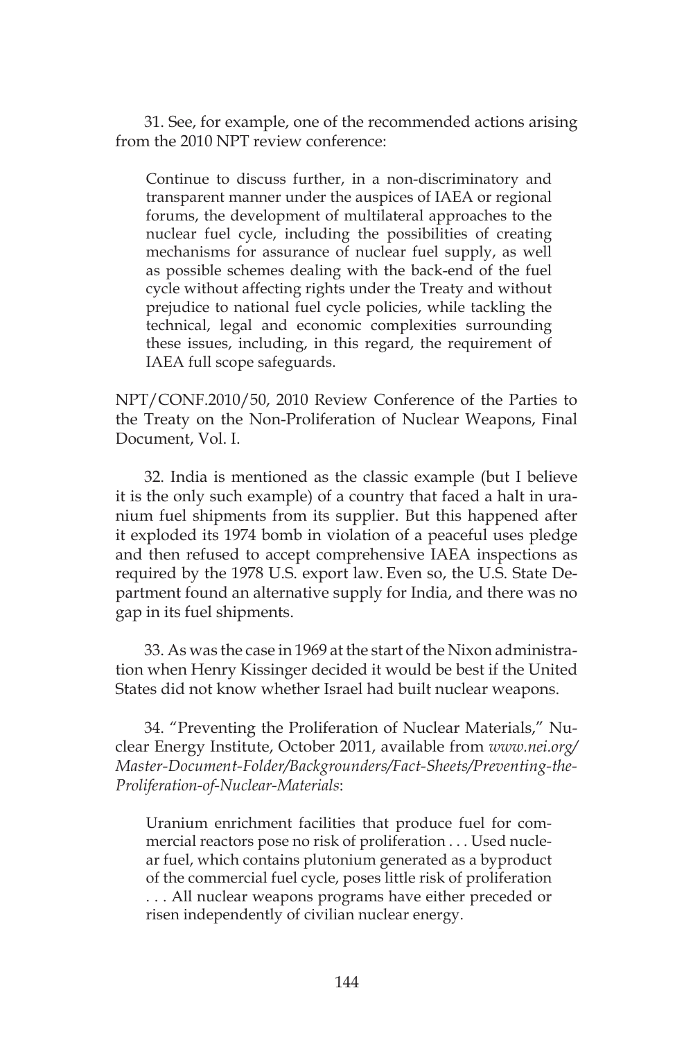31. See, for example, one of the recommended actions arising from the 2010 NPT review conference:

> Continue to discuss further, in a non-discriminatory and transparent manner under the auspices of IAEA or regional forums, the development of multilateral approaches to the nuclear fuel cycle, including the possibilities of creating mechanisms for assurance of nuclear fuel supply, as well as possible schemes dealing with the back-end of the fuel cycle without affecting rights under the Treaty and without prejudice to national fuel cycle policies, while tackling the technical, legal and economic complexities surrounding these issues, including, in this regard, the requirement of IAEA full scope safeguards.

NPT/CONF.2010/50, 2010 Review Conference of the Parties to the Treaty on the Non-Proliferation of Nuclear Weapons, Final Document, Vol. I.

32. India is mentioned as the classic example (but I believe it is the only such example) of a country that faced a halt in uranium fuel shipments from its supplier. But this happened after it exploded its 1974 bomb in violation of a peaceful uses pledge and then refused to accept comprehensive IAEA inspections as required by the 1978 U.S. export law. Even so, the U.S. State Department found an alternative supply for India, and there was no gap in its fuel shipments.

33. As was the case in 1969 at the start of the Nixon administration when Henry Kissinger decided it would be best if the United States did not know whether Israel had built nuclear weapons.

34. "Preventing the Proliferation of Nuclear Materials," Nuclear Energy Institute, October 2011, available from *www.nei.org/Master-Document-Folder/Backgrounders/Fact-Sheets/Preventing-the-Proliferation-of-Nuclear-Materials*:

> Uranium enrichment facilities that produce fuel for commercial reactors pose no risk of proliferation . . . Used nuclear fuel, which contains plutonium generated as a byproduct of the commercial fuel cycle, poses little risk of proliferation . . . All nuclear weapons programs have either preceded or risen independently of civilian nuclear energy.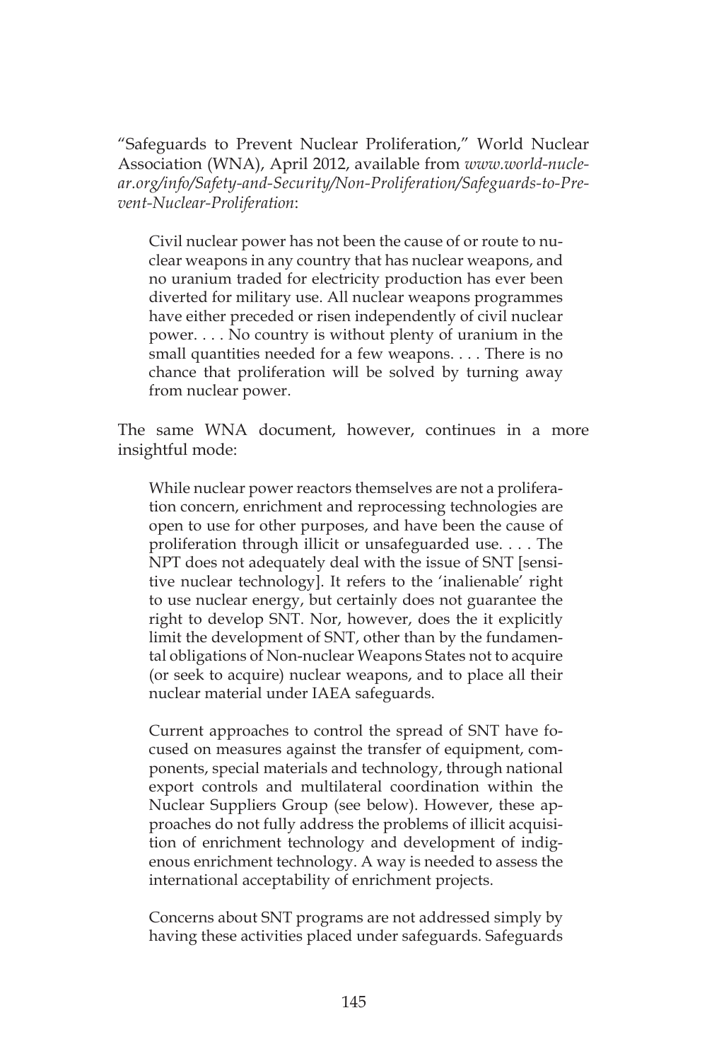"Safeguards to Prevent Nuclear Proliferation," World Nuclear Association (WNA), April 2012, available from *www.world-nuclear.org/info/Safety-and-Security/Non-Proliferation/Safeguards-to-Prevent-Nuclear-Proliferation*:

> Civil nuclear power has not been the cause of or route to nuclear weapons in any country that has nuclear weapons, and no uranium traded for electricity production has ever been diverted for military use. All nuclear weapons programmes have either preceded or risen independently of civil nuclear power. . . . No country is without plenty of uranium in the small quantities needed for a few weapons. . . . There is no chance that proliferation will be solved by turning away from nuclear power.

The same WNA document, however, continues in a more insightful mode:

> While nuclear power reactors themselves are not a proliferation concern, enrichment and reprocessing technologies are open to use for other purposes, and have been the cause of proliferation through illicit or unsafeguarded use. . . . The NPT does not adequately deal with the issue of SNT [sensitive nuclear technology]. It refers to the 'inalienable' right to use nuclear energy, but certainly does not guarantee the right to develop SNT. Nor, however, does the it explicitly limit the development of SNT, other than by the fundamental obligations of Non-nuclear Weapons States not to acquire (or seek to acquire) nuclear weapons, and to place all their nuclear material under IAEA safeguards.
>
> Current approaches to control the spread of SNT have focused on measures against the transfer of equipment, components, special materials and technology, through national export controls and multilateral coordination within the Nuclear Suppliers Group (see below). However, these approaches do not fully address the problems of illicit acquisition of enrichment technology and development of indigenous enrichment technology. A way is needed to assess the international acceptability of enrichment projects.
>
> Concerns about SNT programs are not addressed simply by having these activities placed under safeguards. Safeguards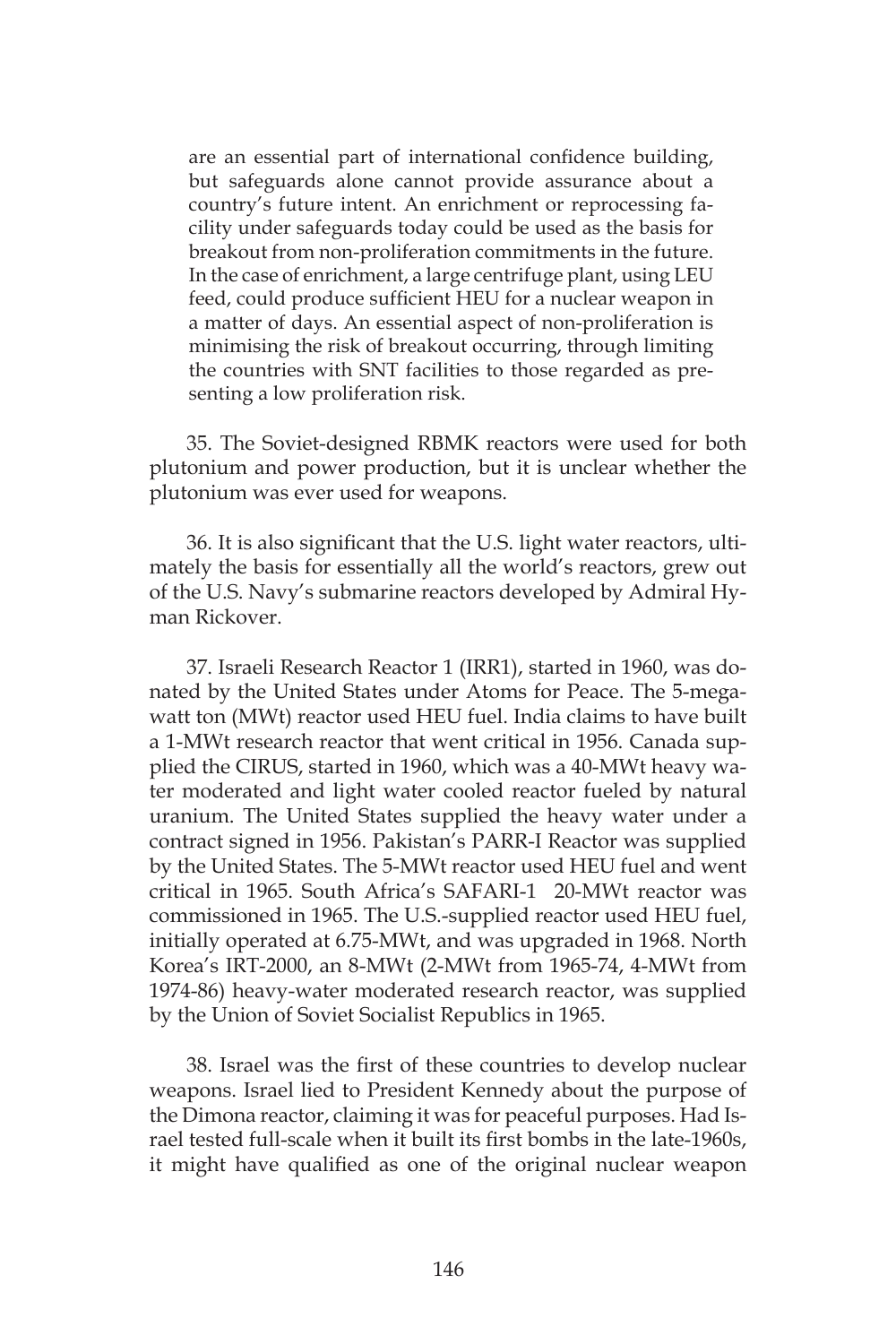are an essential part of international confidence building, but safeguards alone cannot provide assurance about a country's future intent. An enrichment or reprocessing facility under safeguards today could be used as the basis for breakout from non-proliferation commitments in the future. In the case of enrichment, a large centrifuge plant, using LEU feed, could produce sufficient HEU for a nuclear weapon in a matter of days. An essential aspect of non-proliferation is minimising the risk of breakout occurring, through limiting the countries with SNT facilities to those regarded as presenting a low proliferation risk.

35. The Soviet-designed RBMK reactors were used for both plutonium and power production, but it is unclear whether the plutonium was ever used for weapons.

36. It is also significant that the U.S. light water reactors, ultimately the basis for essentially all the world's reactors, grew out of the U.S. Navy's submarine reactors developed by Admiral Hyman Rickover.

37. Israeli Research Reactor 1 (IRR1), started in 1960, was donated by the United States under Atoms for Peace. The 5-megawatt ton (MWt) reactor used HEU fuel. India claims to have built a 1-MWt research reactor that went critical in 1956. Canada supplied the CIRUS, started in 1960, which was a 40-MWt heavy water moderated and light water cooled reactor fueled by natural uranium. The United States supplied the heavy water under a contract signed in 1956. Pakistan's PARR-I Reactor was supplied by the United States. The 5-MWt reactor used HEU fuel and went critical in 1965. South Africa's SAFARI-1 20-MWt reactor was commissioned in 1965. The U.S.-supplied reactor used HEU fuel, initially operated at 6.75-MWt, and was upgraded in 1968. North Korea's IRT-2000, an 8-MWt (2-MWt from 1965-74, 4-MWt from 1974-86) heavy-water moderated research reactor, was supplied by the Union of Soviet Socialist Republics in 1965.

38. Israel was the first of these countries to develop nuclear weapons. Israel lied to President Kennedy about the purpose of the Dimona reactor, claiming it was for peaceful purposes. Had Israel tested full-scale when it built its first bombs in the late-1960s, it might have qualified as one of the original nuclear weapon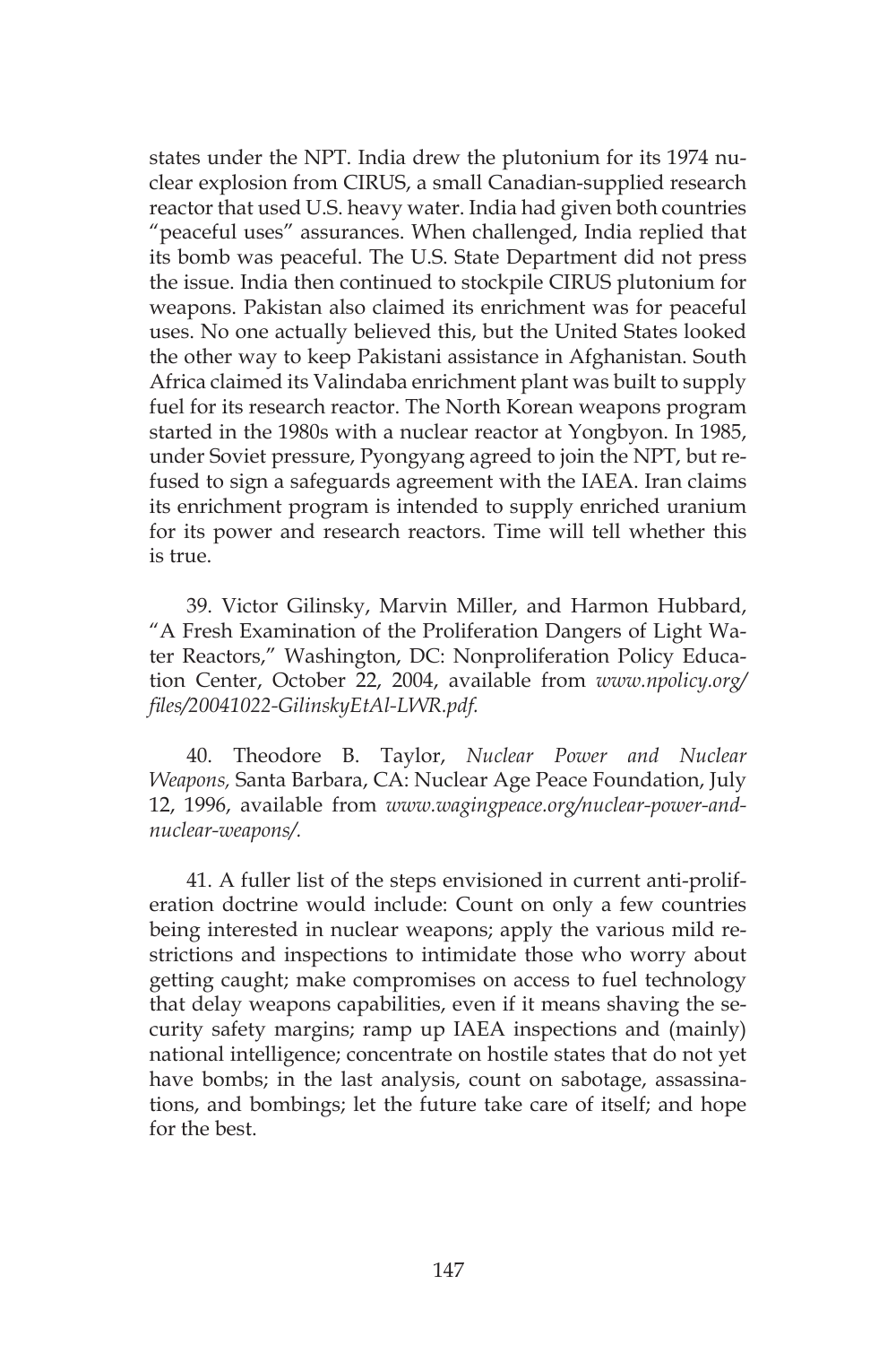states under the NPT. India drew the plutonium for its 1974 nuclear explosion from CIRUS, a small Canadian-supplied research reactor that used U.S. heavy water. India had given both countries "peaceful uses" assurances. When challenged, India replied that its bomb was peaceful. The U.S. State Department did not press the issue. India then continued to stockpile CIRUS plutonium for weapons. Pakistan also claimed its enrichment was for peaceful uses. No one actually believed this, but the United States looked the other way to keep Pakistani assistance in Afghanistan. South Africa claimed its Valindaba enrichment plant was built to supply fuel for its research reactor. The North Korean weapons program started in the 1980s with a nuclear reactor at Yongbyon. In 1985, under Soviet pressure, Pyongyang agreed to join the NPT, but refused to sign a safeguards agreement with the IAEA. Iran claims its enrichment program is intended to supply enriched uranium for its power and research reactors. Time will tell whether this is true.

39. Victor Gilinsky, Marvin Miller, and Harmon Hubbard, "A Fresh Examination of the Proliferation Dangers of Light Water Reactors," Washington, DC: Nonproliferation Policy Education Center, October 22, 2004, available from *www.npolicy.org/files/20041022-GilinskyEtAl-LWR.pdf*.

40. Theodore B. Taylor, *Nuclear Power and Nuclear Weapons,* Santa Barbara, CA: Nuclear Age Peace Foundation, July 12, 1996, available from *www.wagingpeace.org/nuclear-power-and-nuclear-weapons/*.

41. A fuller list of the steps envisioned in current anti-proliferation doctrine would include: Count on only a few countries being interested in nuclear weapons; apply the various mild restrictions and inspections to intimidate those who worry about getting caught; make compromises on access to fuel technology that delay weapons capabilities, even if it means shaving the security safety margins; ramp up IAEA inspections and (mainly) national intelligence; concentrate on hostile states that do not yet have bombs; in the last analysis, count on sabotage, assassinations, and bombings; let the future take care of itself; and hope for the best.